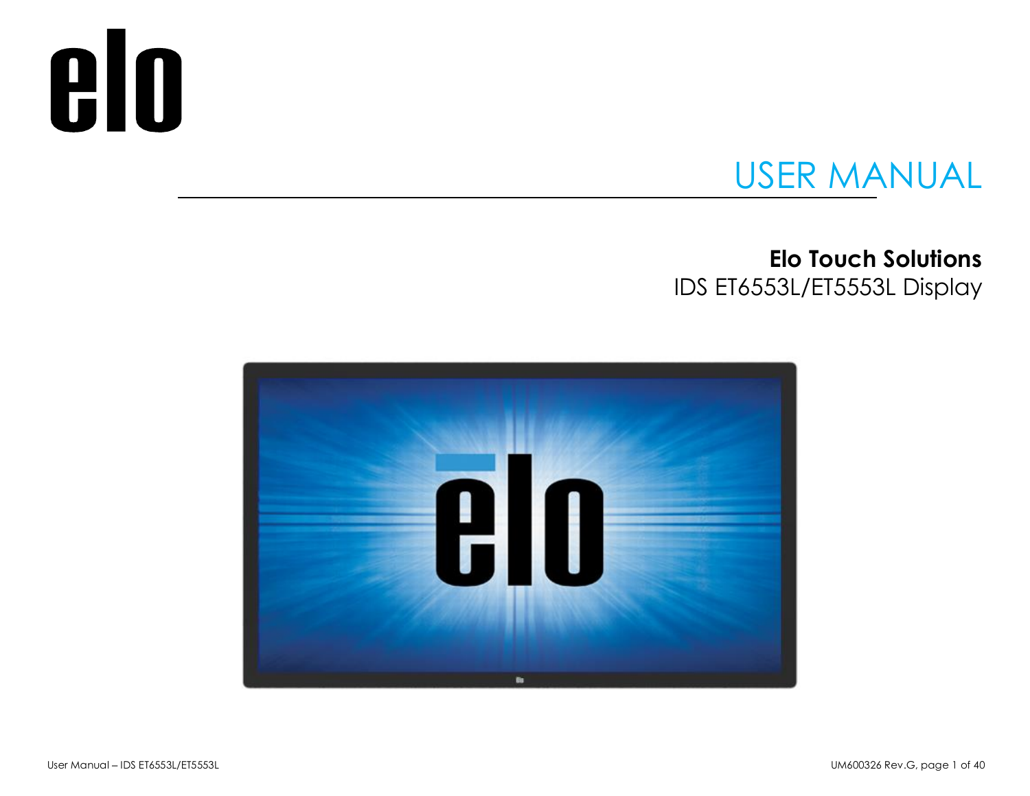# USER MANUAL

**Elo Touch Solutions**

IDS ET6553L/ET5553L Display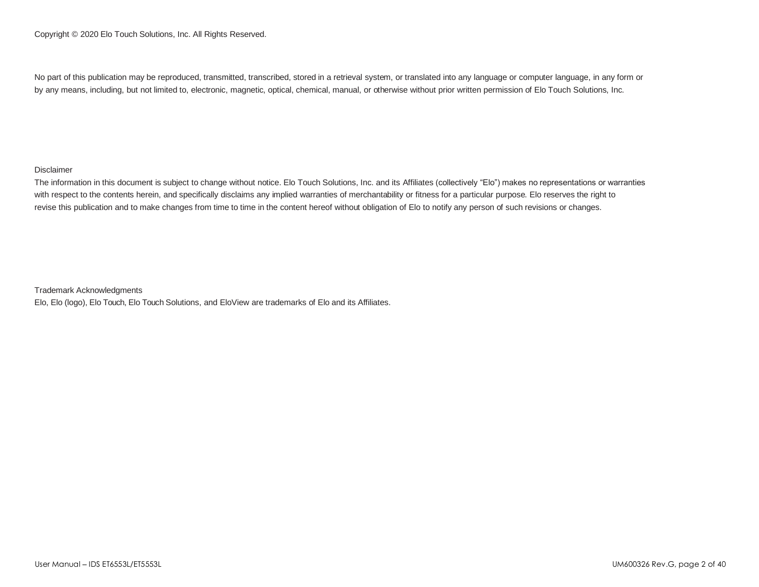Copyright © 2020 Elo Touch Solutions, Inc. All Rights Reserved.

No part of this publication may be reproduced, transmitted, transcribed, stored in a retrieval system, or translated into any language or computer language, in any form or by any means, including, but not limited to, electronic, magnetic, optical, chemical, manual, or otherwise without prior written permission of Elo Touch Solutions, Inc.

Disclaimer

The information in this document is subject to change without notice. Elo Touch Solutions, Inc. and its Affiliates (collectively "Elo") makes no representations or warranties with respect to the contents herein, and specifically disclaims any implied warranties of merchantability or fitness for a particular purpose. Elo reserves the right to revise this publication and to make changes from time to time in the content hereof without obligation of Elo to notify any person of such revisions or changes.

Trademark Acknowledgments

Elo, Elo (logo), Elo Touch, Elo Touch Solutions, and EloView are trademarks of Elo and its Affiliates.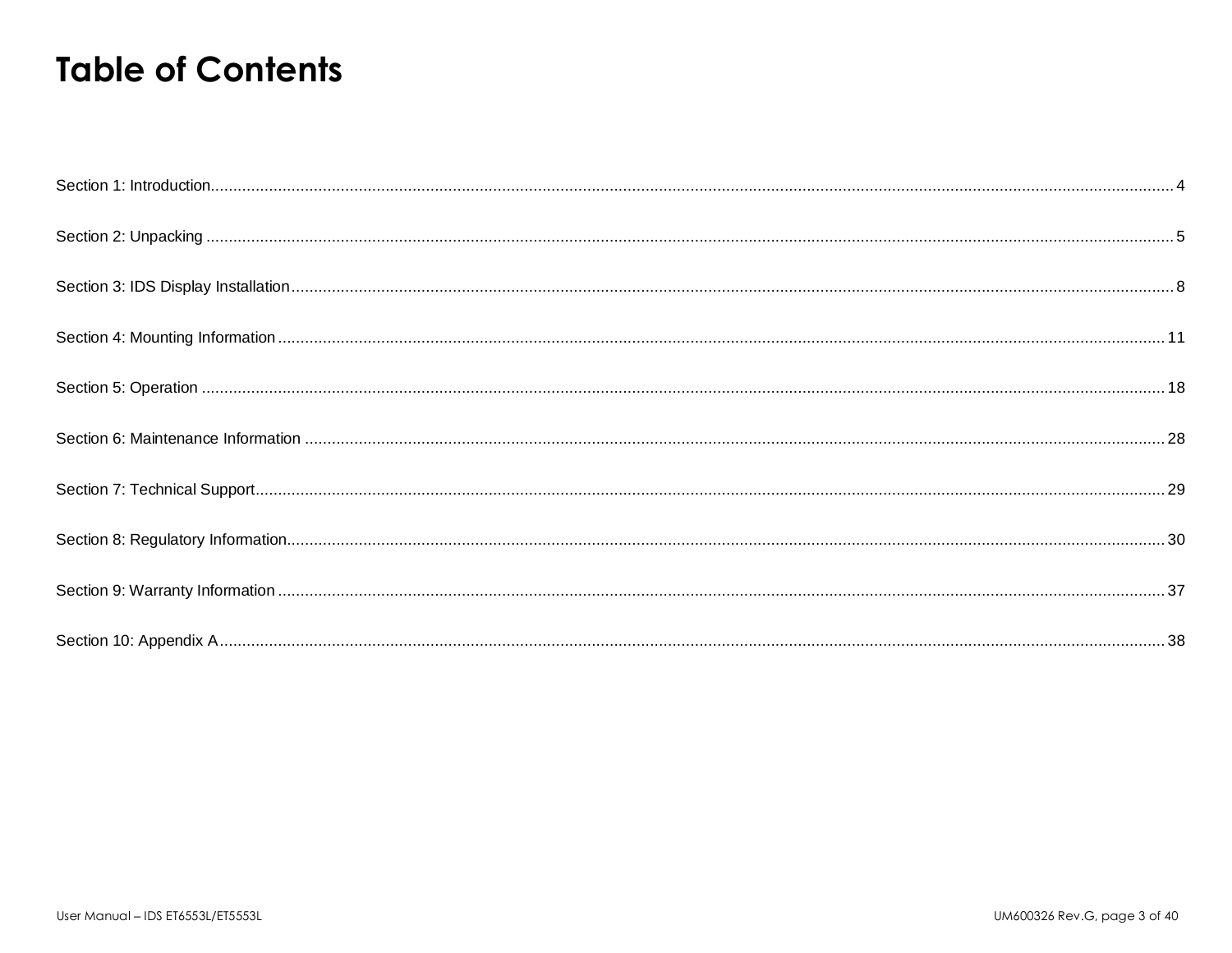# Table of Contents

Section 1: Introduction........................................................................................................ 4

Section 2: Unpacking ........................................................................................................ 5

Section 3: IDS Display Installation.................................................................................... 8

Section 4: Mounting Information ...................................................................................... 11

Section 5: Operation ........................................................................................................ 18

Section 6: Maintenance Information ................................................................................ 28

Section 7: Technical Support............................................................................................ 29

Section 8: Regulatory Information.................................................................................... 30

Section 9: Warranty Information ...................................................................................... 37

Section 10: Appendix A.................................................................................................... 38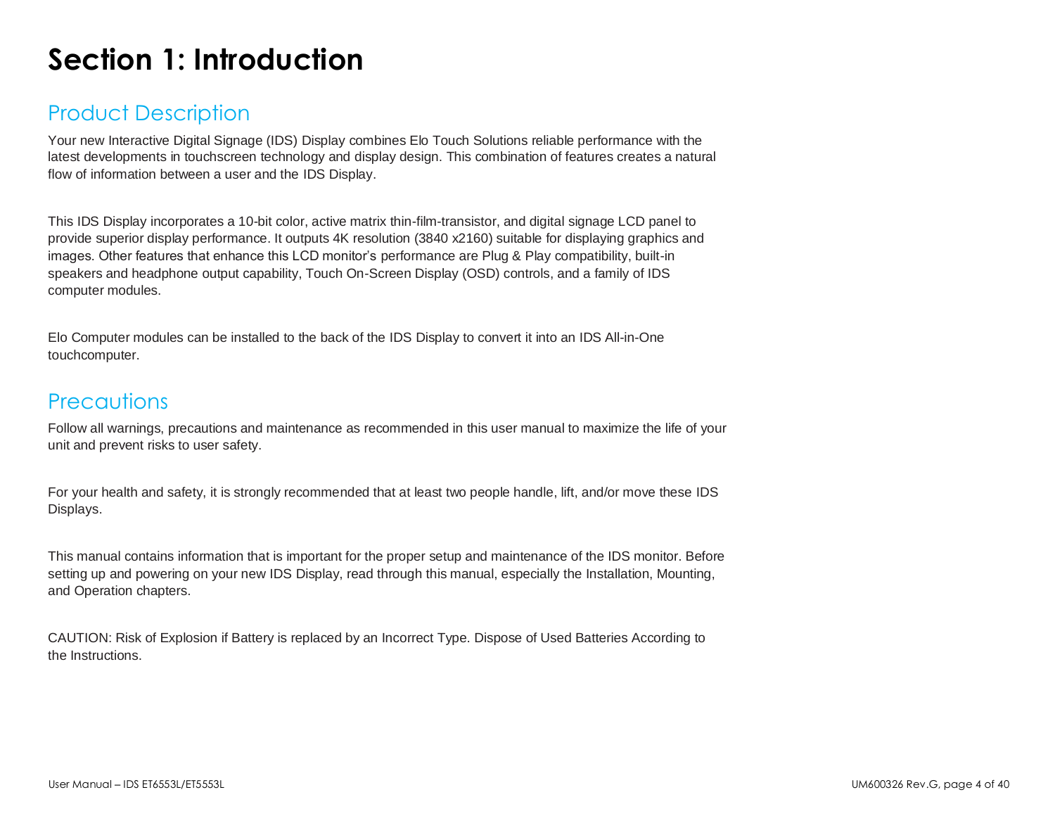# Section 1: Introduction

## Product Description

Your new Interactive Digital Signage (IDS) Display combines Elo Touch Solutions reliable performance with the latest developments in touchscreen technology and display design. This combination of features creates a natural flow of information between a user and the IDS Display.

This IDS Display incorporates a 10-bit color, active matrix thin-film-transistor, and digital signage LCD panel to provide superior display performance. It outputs 4K resolution (3840 x2160) suitable for displaying graphics and images. Other features that enhance this LCD monitor's performance are Plug & Play compatibility, built-in speakers and headphone output capability, Touch On-Screen Display (OSD) controls, and a family of IDS computer modules.

Elo Computer modules can be installed to the back of the IDS Display to convert it into an IDS All-in-One touchcomputer.

## Precautions

Follow all warnings, precautions and maintenance as recommended in this user manual to maximize the life of your unit and prevent risks to user safety.

For your health and safety, it is strongly recommended that at least two people handle, lift, and/or move these IDS Displays.

This manual contains information that is important for the proper setup and maintenance of the IDS monitor. Before setting up and powering on your new IDS Display, read through this manual, especially the Installation, Mounting, and Operation chapters.

CAUTION: Risk of Explosion if Battery is replaced by an Incorrect Type. Dispose of Used Batteries According to the Instructions.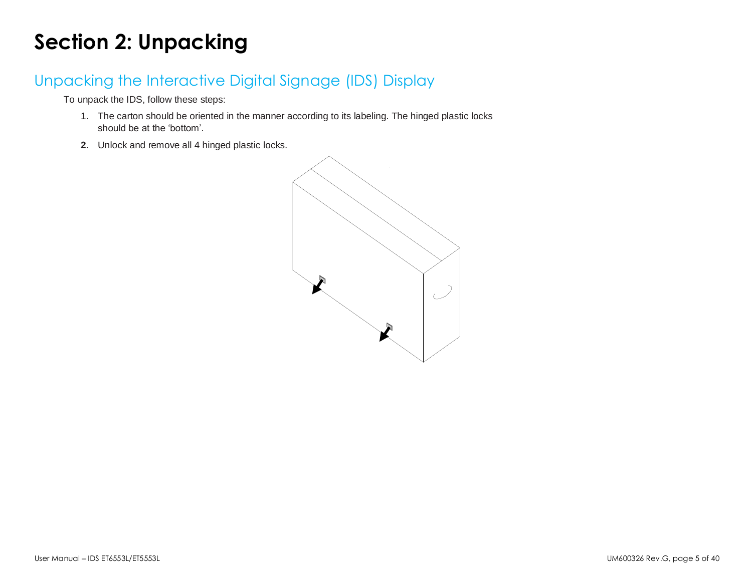# Section 2: Unpacking

## Unpacking the Interactive Digital Signage (IDS) Display

To unpack the IDS, follow these steps:

1. The carton should be oriented in the manner according to its labeling. The hinged plastic locks should be at the 'bottom'.
2. Unlock and remove all 4 hinged plastic locks.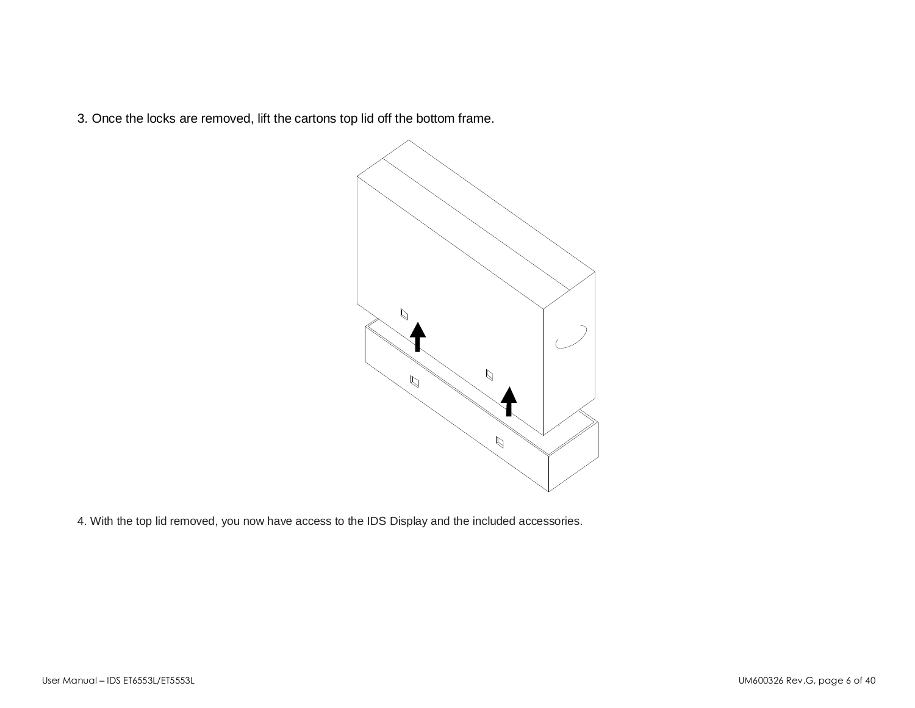3. Once the locks are removed, lift the cartons top lid off the bottom frame.

4. With the top lid removed, you now have access to the IDS Display and the included accessories.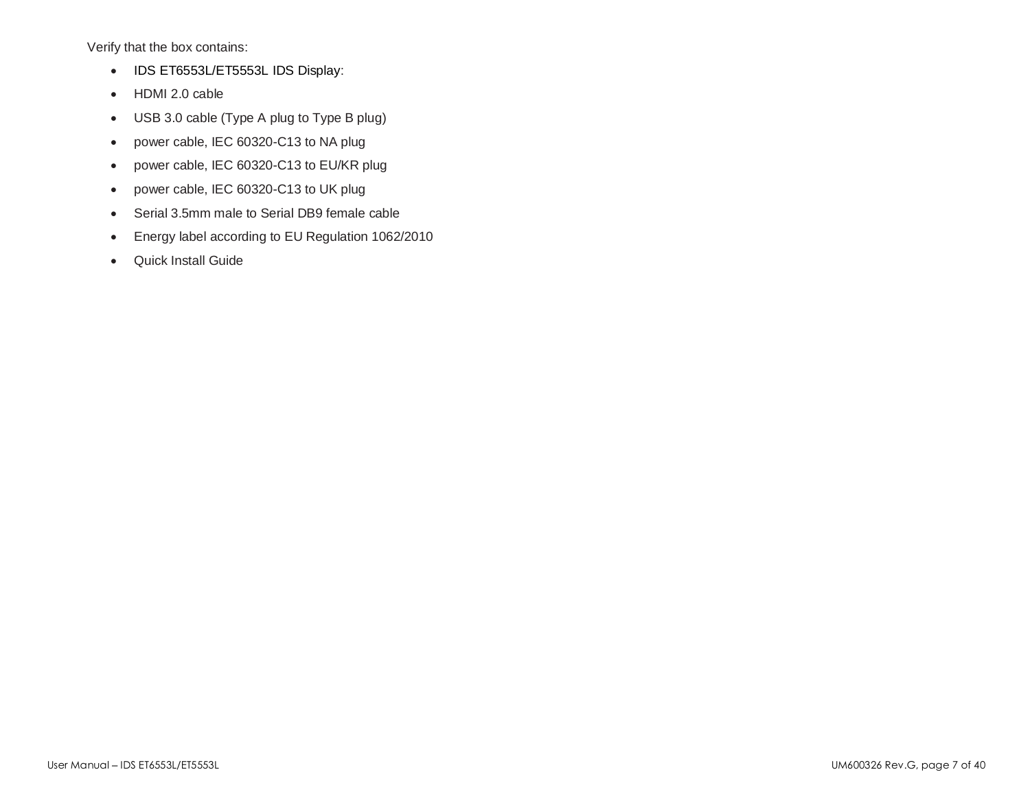Verify that the box contains:

- IDS ET6553L/ET5553L IDS Display:
- HDMI 2.0 cable
- USB 3.0 cable (Type A plug to Type B plug)
- power cable, IEC 60320-C13 to NA plug
- power cable, IEC 60320-C13 to EU/KR plug
- power cable, IEC 60320-C13 to UK plug
- Serial 3.5mm male to Serial DB9 female cable
- Energy label according to EU Regulation 1062/2010
- Quick Install Guide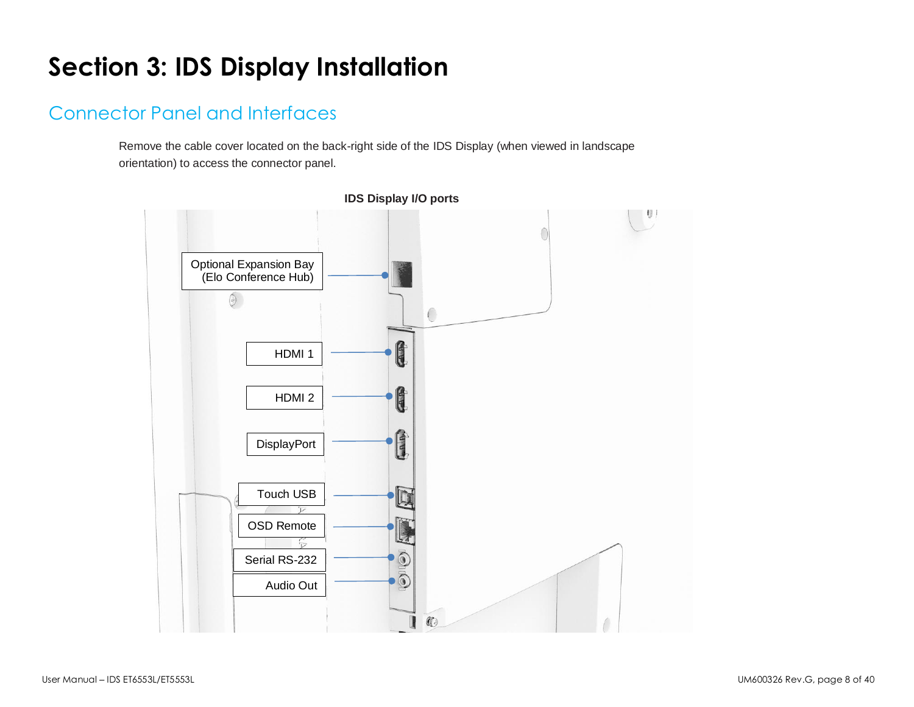# Section 3: IDS Display Installation

## Connector Panel and Interfaces

Remove the cable cover located on the back-right side of the IDS Display (when viewed in landscape orientation) to access the connector panel.

**IDS Display I/O ports**

Optional Expansion Bay (Elo Conference Hub)

HDMI 1

HDMI 2

DisplayPort

Touch USB

OSD Remote

Serial RS-232

Audio Out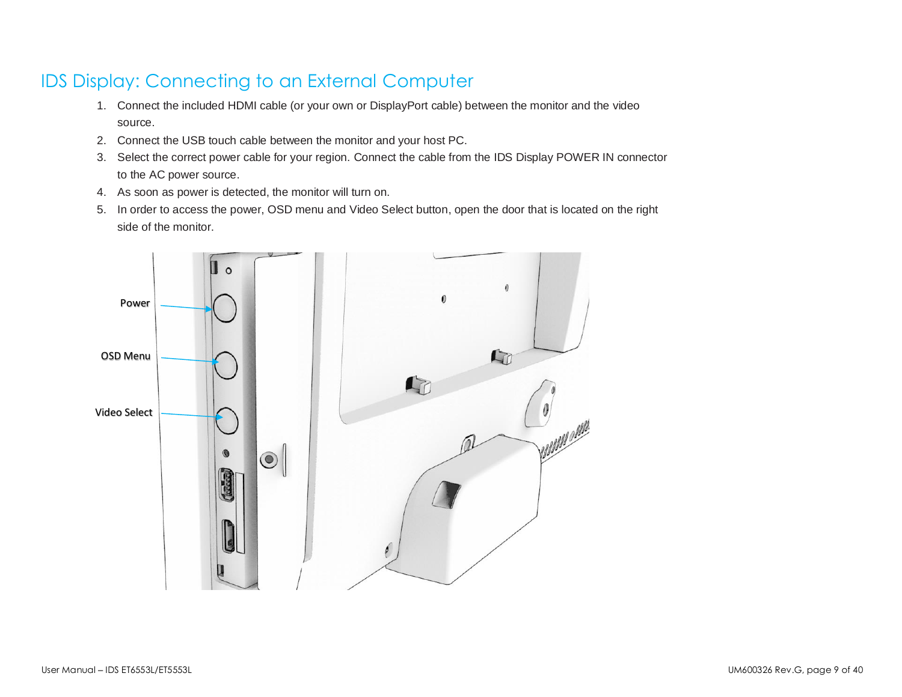# IDS Display: Connecting to an External Computer

1. Connect the included HDMI cable (or your own or DisplayPort cable) between the monitor and the video source.
2. Connect the USB touch cable between the monitor and your host PC.
3. Select the correct power cable for your region. Connect the cable from the IDS Display POWER IN connector to the AC power source.
4. As soon as power is detected, the monitor will turn on.
5. In order to access the power, OSD menu and Video Select button, open the door that is located on the right side of the monitor.

Power

OSD Menu

Video Select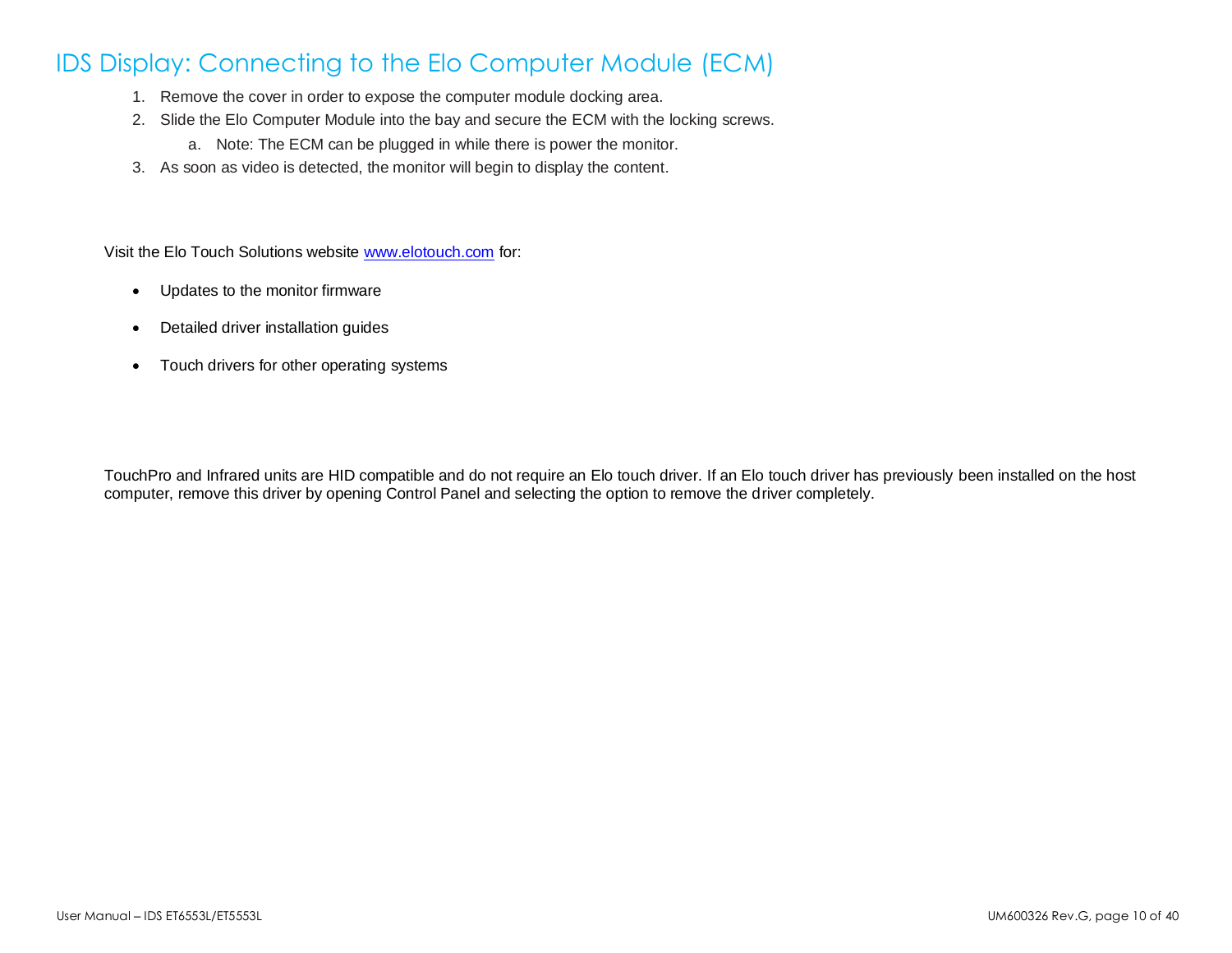# IDS Display: Connecting to the Elo Computer Module (ECM)

1. Remove the cover in order to expose the computer module docking area.
2. Slide the Elo Computer Module into the bay and secure the ECM with the locking screws.
   a. Note: The ECM can be plugged in while there is power the monitor.
3. As soon as video is detected, the monitor will begin to display the content.

Visit the Elo Touch Solutions website www.elotouch.com for:

- Updates to the monitor firmware
- Detailed driver installation guides
- Touch drivers for other operating systems

TouchPro and Infrared units are HID compatible and do not require an Elo touch driver. If an Elo touch driver has previously been installed on the host computer, remove this driver by opening Control Panel and selecting the option to remove the driver completely.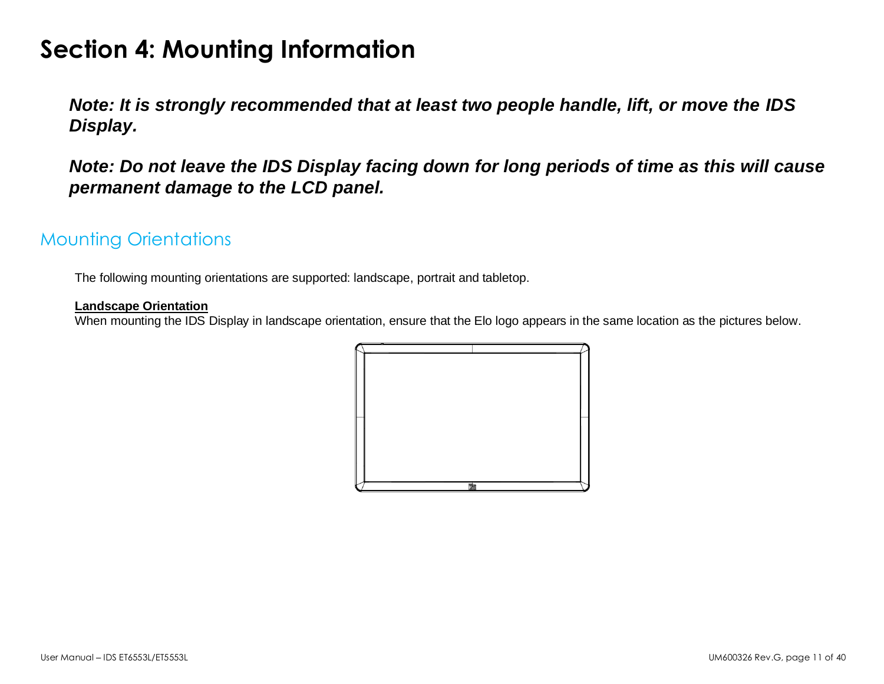# Section 4: Mounting Information

***Note: It is strongly recommended that at least two people handle, lift, or move the IDS Display.***

***Note: Do not leave the IDS Display facing down for long periods of time as this will cause permanent damage to the LCD panel.***

## Mounting Orientations

The following mounting orientations are supported: landscape, portrait and tabletop.

**Landscape Orientation**

When mounting the IDS Display in landscape orientation, ensure that the Elo logo appears in the same location as the pictures below.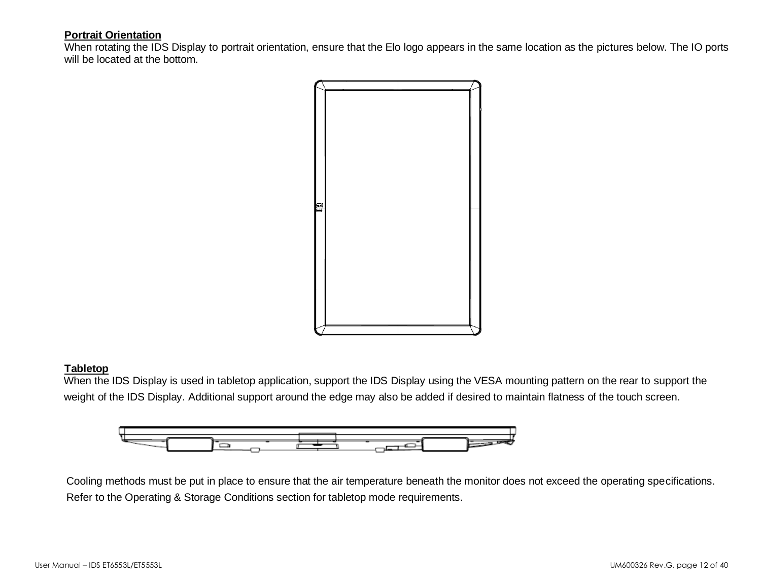**Portrait Orientation**

When rotating the IDS Display to portrait orientation, ensure that the Elo logo appears in the same location as the pictures below. The IO ports will be located at the bottom.

**Tabletop**

When the IDS Display is used in tabletop application, support the IDS Display using the VESA mounting pattern on the rear to support the weight of the IDS Display. Additional support around the edge may also be added if desired to maintain flatness of the touch screen.

Cooling methods must be put in place to ensure that the air temperature beneath the monitor does not exceed the operating specifications. Refer to the Operating & Storage Conditions section for tabletop mode requirements.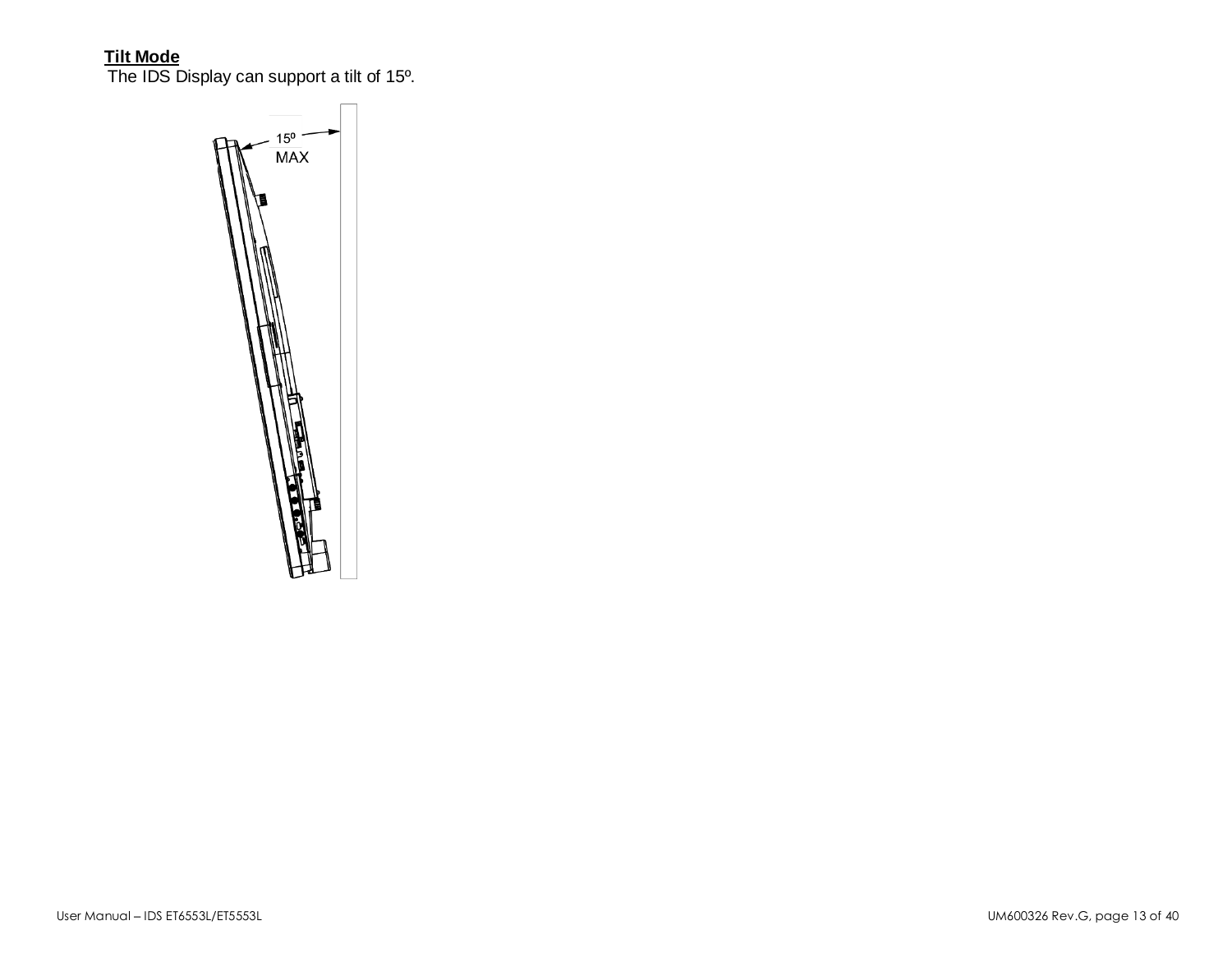**Tilt Mode**

The IDS Display can support a tilt of 15º.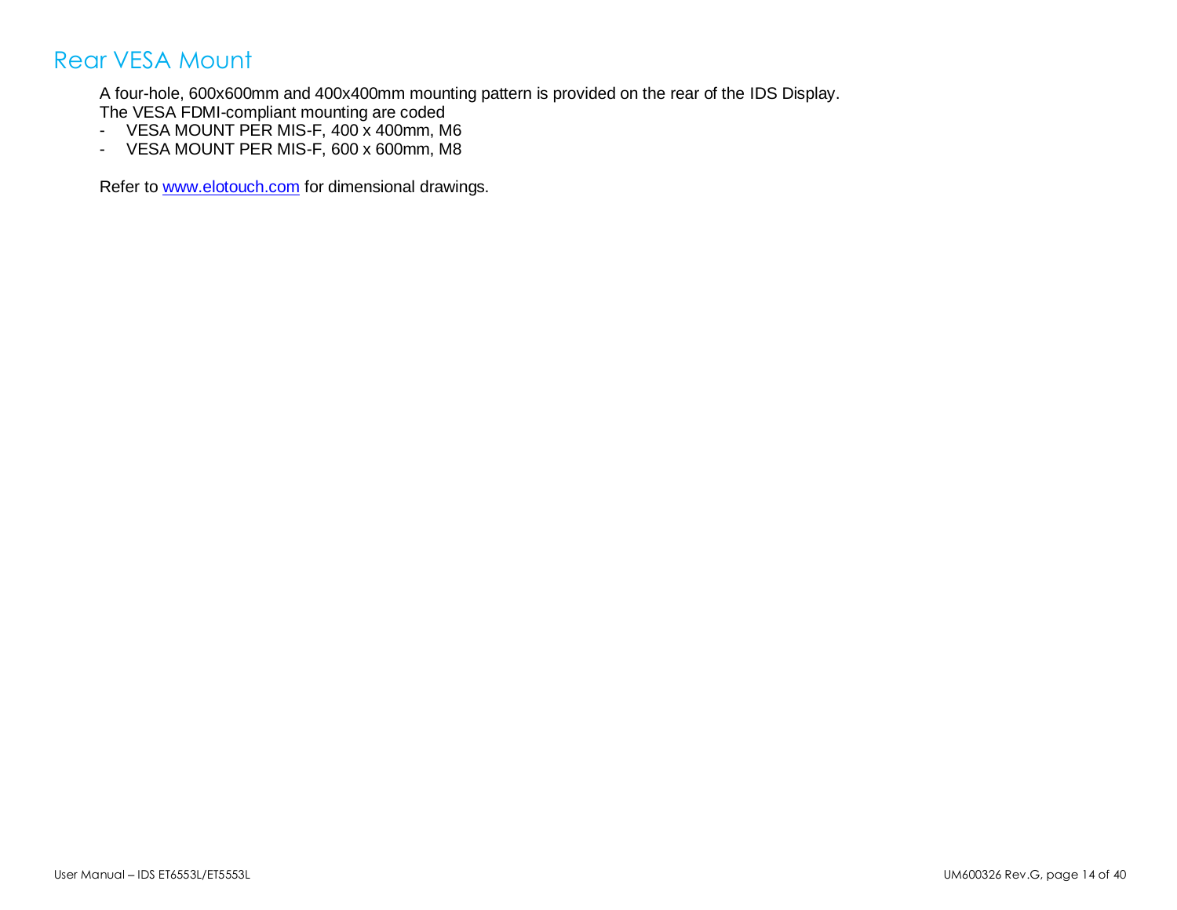## Rear VESA Mount

A four-hole, 600x600mm and 400x400mm mounting pattern is provided on the rear of the IDS Display.
The VESA FDMI-compliant mounting are coded

- VESA MOUNT PER MIS-F, 400 x 400mm, M6
- VESA MOUNT PER MIS-F, 600 x 600mm, M8

Refer to [www.elotouch.com](http://www.elotouch.com) for dimensional drawings.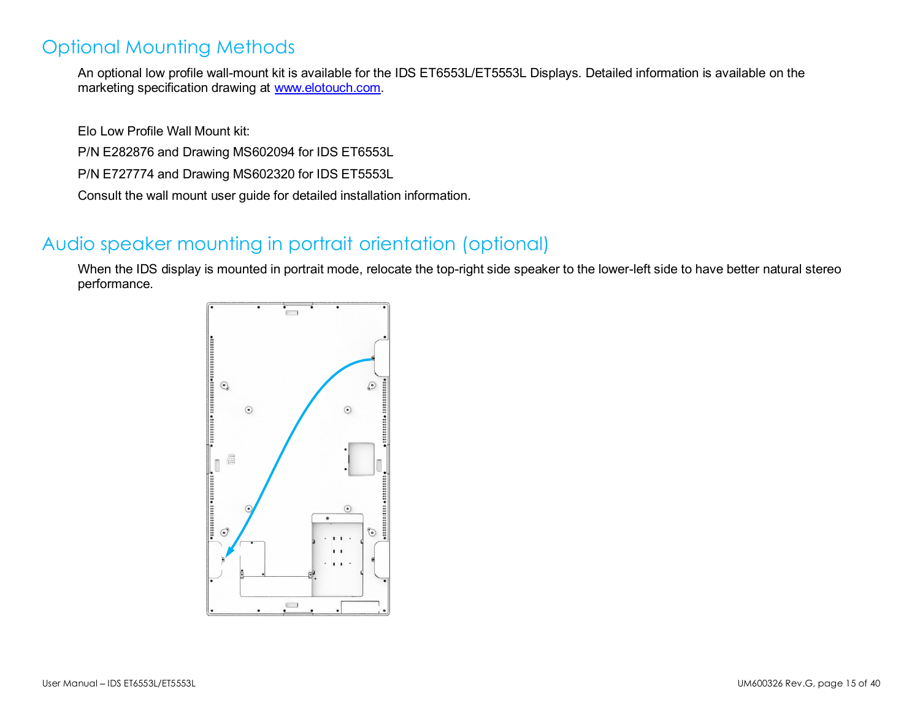## Optional Mounting Methods

An optional low profile wall-mount kit is available for the IDS ET6553L/ET5553L Displays. Detailed information is available on the marketing specification drawing at www.elotouch.com.

Elo Low Profile Wall Mount kit:

P/N E282876 and Drawing MS602094 for IDS ET6553L

P/N E727774 and Drawing MS602320 for IDS ET5553L

Consult the wall mount user guide for detailed installation information.

## Audio speaker mounting in portrait orientation (optional)

When the IDS display is mounted in portrait mode, relocate the top-right side speaker to the lower-left side to have better natural stereo performance.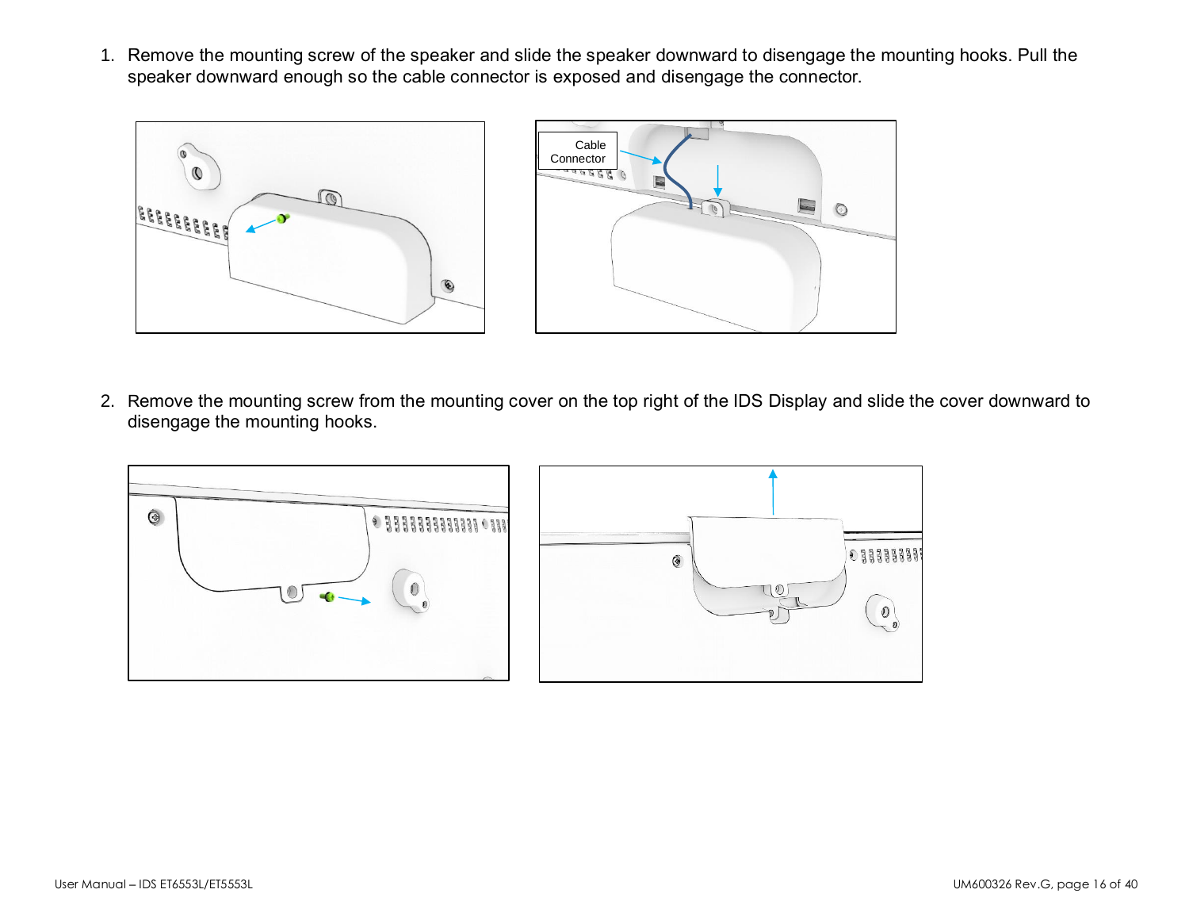1. Remove the mounting screw of the speaker and slide the speaker downward to disengage the mounting hooks. Pull the speaker downward enough so the cable connector is exposed and disengage the connector.

2. Remove the mounting screw from the mounting cover on the top right of the IDS Display and slide the cover downward to disengage the mounting hooks.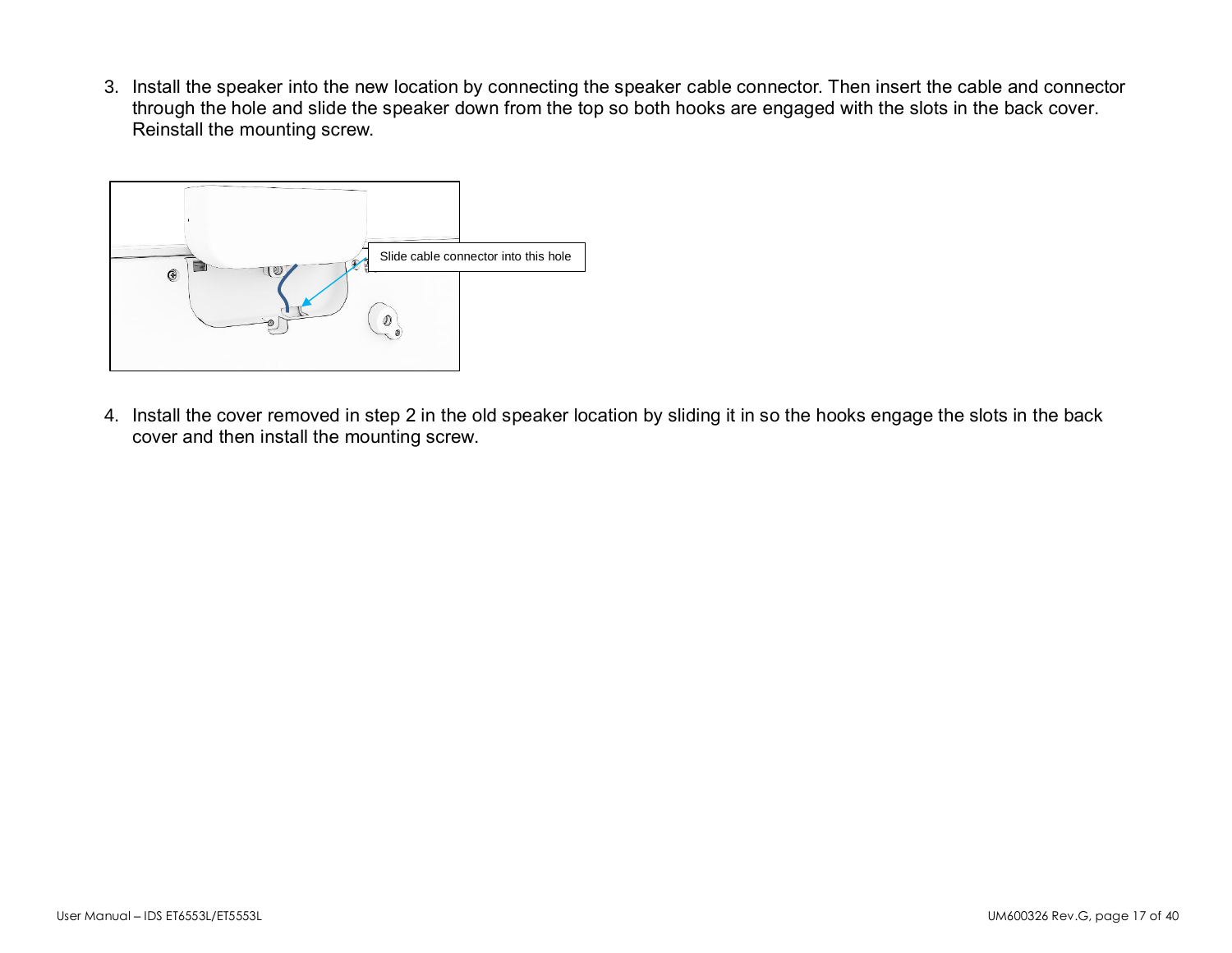3. Install the speaker into the new location by connecting the speaker cable connector. Then insert the cable and connector through the hole and slide the speaker down from the top so both hooks are engaged with the slots in the back cover. Reinstall the mounting screw.

Slide cable connector into this hole

4. Install the cover removed in step 2 in the old speaker location by sliding it in so the hooks engage the slots in the back cover and then install the mounting screw.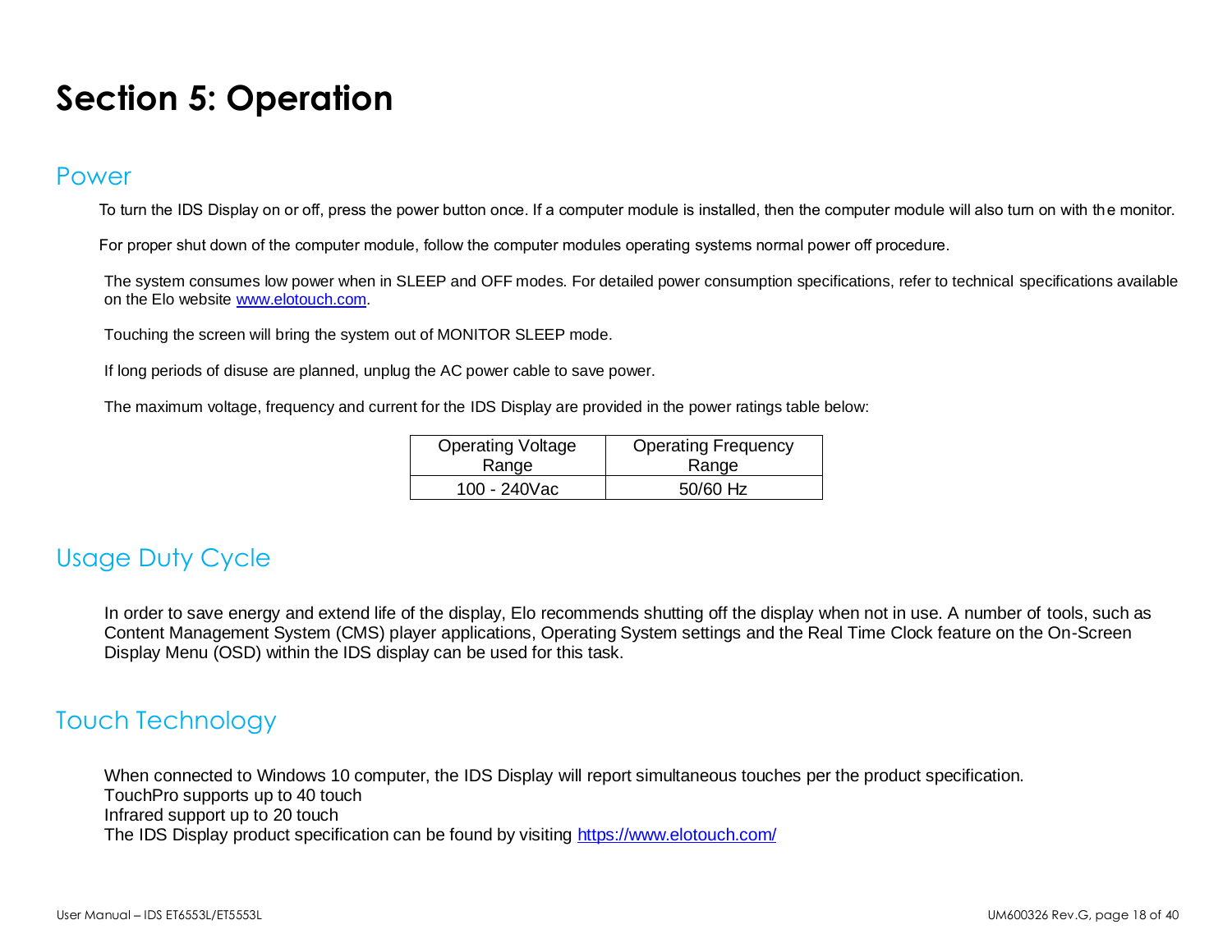# Section 5: Operation

## Power

To turn the IDS Display on or off, press the power button once. If a computer module is installed, then the computer module will also turn on with the monitor.

For proper shut down of the computer module, follow the computer modules operating systems normal power off procedure.

The system consumes low power when in SLEEP and OFF modes. For detailed power consumption specifications, refer to technical specifications available on the Elo website [www.elotouch.com](www.elotouch.com).

Touching the screen will bring the system out of MONITOR SLEEP mode.

If long periods of disuse are planned, unplug the AC power cable to save power.

The maximum voltage, frequency and current for the IDS Display are provided in the power ratings table below:

| Operating Voltage Range | Operating Frequency Range |
|---|---|
| 100 - 240Vac | 50/60 Hz |

## Usage Duty Cycle

In order to save energy and extend life of the display, Elo recommends shutting off the display when not in use. A number of tools, such as Content Management System (CMS) player applications, Operating System settings and the Real Time Clock feature on the On-Screen Display Menu (OSD) within the IDS display can be used for this task.

## Touch Technology

When connected to Windows 10 computer, the IDS Display will report simultaneous touches per the product specification.
TouchPro supports up to 40 touch
Infrared support up to 20 touch
The IDS Display product specification can be found by visiting [https://www.elotouch.com/](https://www.elotouch.com/)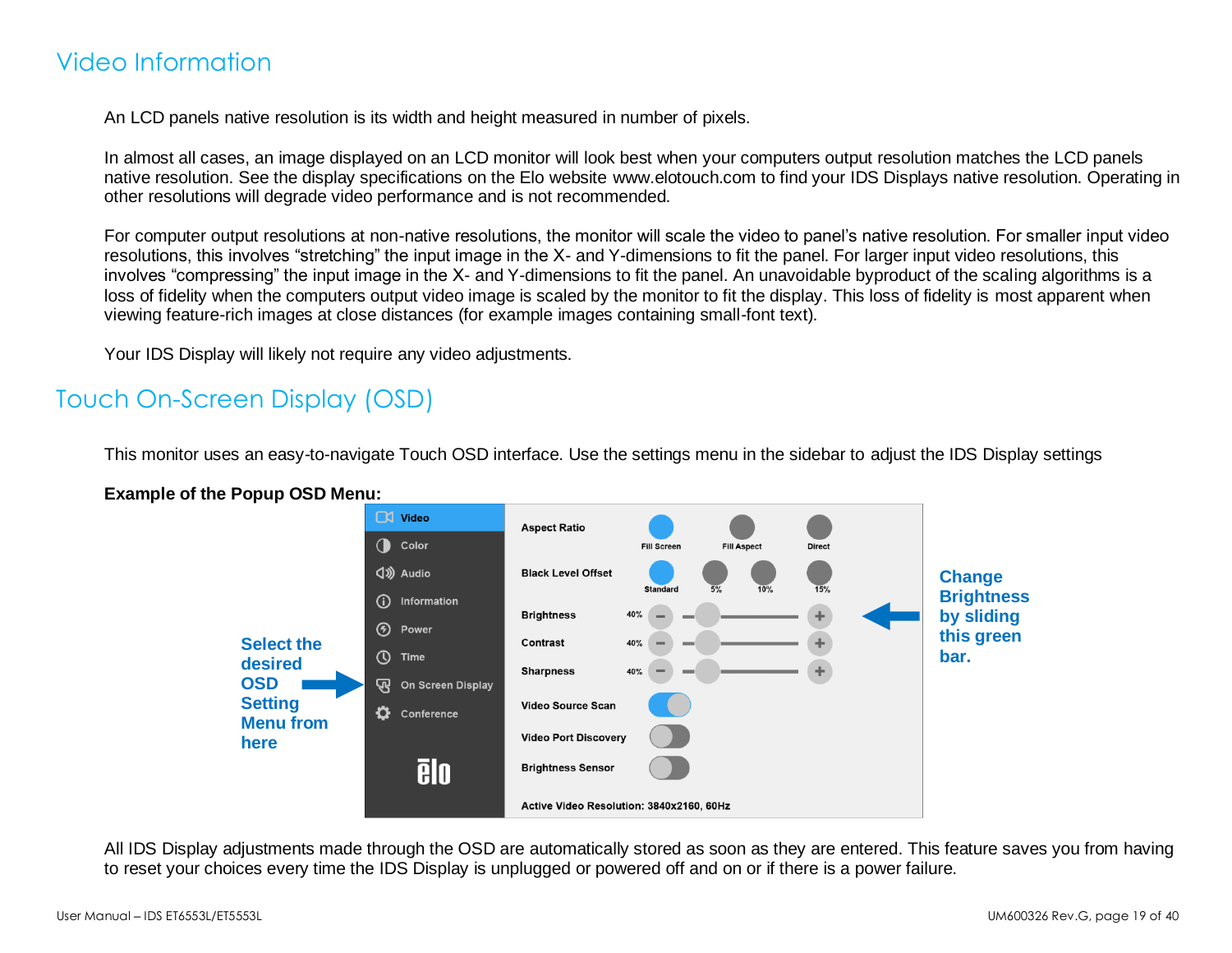## Video Information

An LCD panels native resolution is its width and height measured in number of pixels.

In almost all cases, an image displayed on an LCD monitor will look best when your computers output resolution matches the LCD panels native resolution. See the display specifications on the Elo website www.elotouch.com to find your IDS Displays native resolution. Operating in other resolutions will degrade video performance and is not recommended.

For computer output resolutions at non-native resolutions, the monitor will scale the video to panel's native resolution. For smaller input video resolutions, this involves "stretching" the input image in the X- and Y-dimensions to fit the panel. For larger input video resolutions, this involves "compressing" the input image in the X- and Y-dimensions to fit the panel. An unavoidable byproduct of the scaling algorithms is a loss of fidelity when the computers output video image is scaled by the monitor to fit the display. This loss of fidelity is most apparent when viewing feature-rich images at close distances (for example images containing small-font text).

Your IDS Display will likely not require any video adjustments.

## Touch On-Screen Display (OSD)

This monitor uses an easy-to-navigate Touch OSD interface. Use the settings menu in the sidebar to adjust the IDS Display settings

**Example of the Popup OSD Menu:**

All IDS Display adjustments made through the OSD are automatically stored as soon as they are entered. This feature saves you from having to reset your choices every time the IDS Display is unplugged or powered off and on or if there is a power failure.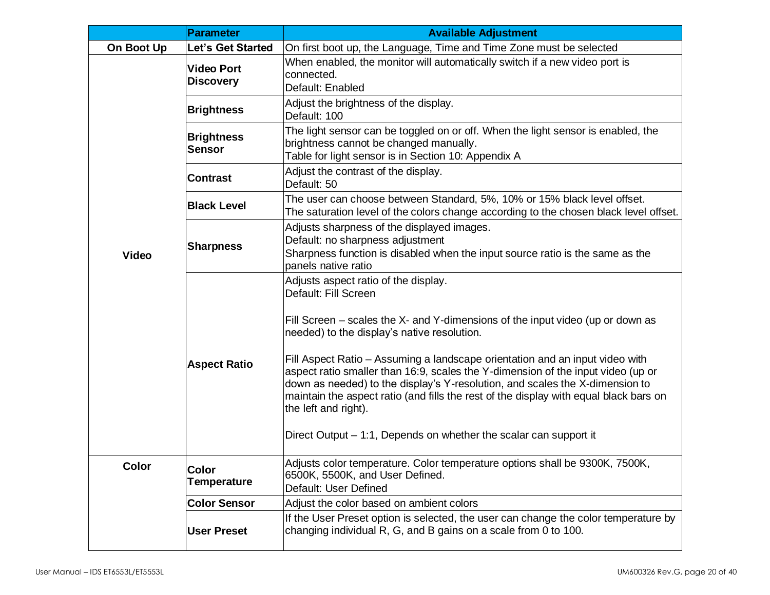| | Parameter | Available Adjustment |
|---|---|---|
| **On Boot Up** | **Let's Get Started** | On first boot up, the Language, Time and Time Zone must be selected |
| **Video** | **Video Port Discovery** | When enabled, the monitor will automatically switch if a new video port is connected.<br>Default: Enabled |
| | **Brightness** | Adjust the brightness of the display.<br>Default: 100 |
| | **Brightness Sensor** | The light sensor can be toggled on or off. When the light sensor is enabled, the brightness cannot be changed manually.<br>Table for light sensor is in Section 10: Appendix A |
| | **Contrast** | Adjust the contrast of the display.<br>Default: 50 |
| | **Black Level** | The user can choose between Standard, 5%, 10% or 15% black level offset.<br>The saturation level of the colors change according to the chosen black level offset. |
| | **Sharpness** | Adjusts sharpness of the displayed images.<br>Default: no sharpness adjustment<br>Sharpness function is disabled when the input source ratio is the same as the panels native ratio |
| | **Aspect Ratio** | Adjusts aspect ratio of the display.<br>Default: Fill Screen<br><br>Fill Screen – scales the X- and Y-dimensions of the input video (up or down as needed) to the display's native resolution.<br><br>Fill Aspect Ratio – Assuming a landscape orientation and an input video with aspect ratio smaller than 16:9, scales the Y-dimension of the input video (up or down as needed) to the display's Y-resolution, and scales the X-dimension to maintain the aspect ratio (and fills the rest of the display with equal black bars on the left and right).<br><br>Direct Output – 1:1, Depends on whether the scalar can support it |
| **Color** | **Color Temperature** | Adjusts color temperature. Color temperature options shall be 9300K, 7500K, 6500K, 5500K, and User Defined.<br>Default: User Defined |
| | **Color Sensor** | Adjust the color based on ambient colors |
| | **User Preset** | If the User Preset option is selected, the user can change the color temperature by changing individual R, G, and B gains on a scale from 0 to 100. |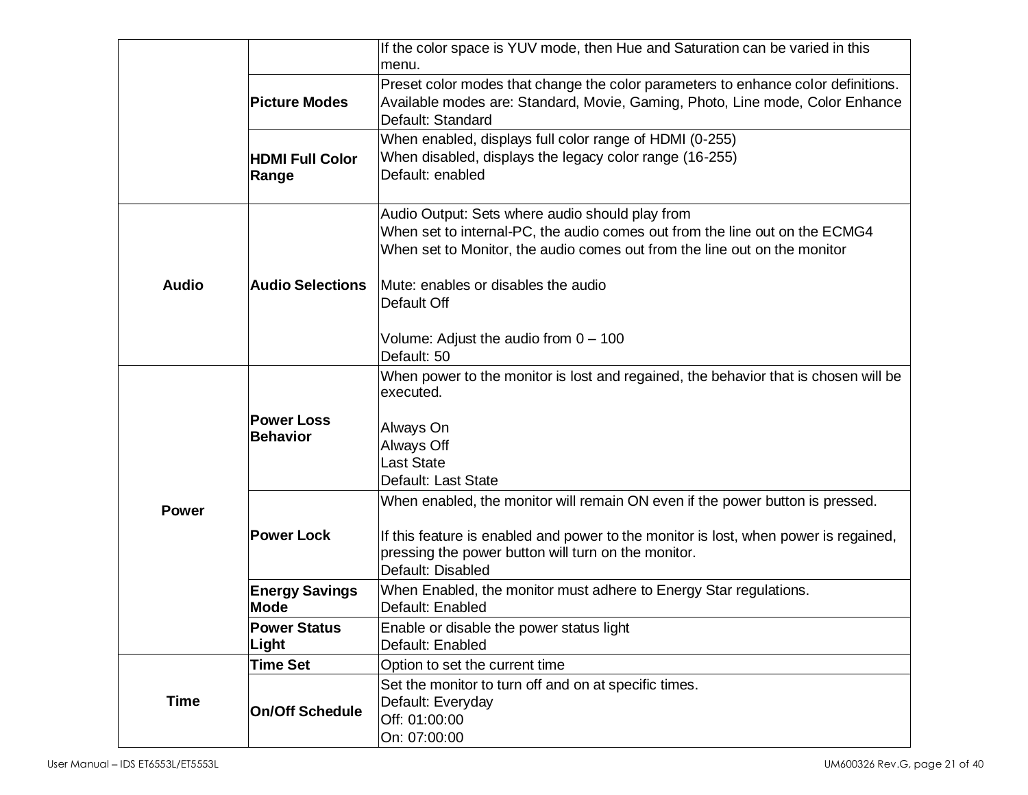| | | |
|---|---|---|
| | | If the color space is YUV mode, then Hue and Saturation can be varied in this menu. |
| | **Picture Modes** | Preset color modes that change the color parameters to enhance color definitions.<br>Available modes are: Standard, Movie, Gaming, Photo, Line mode, Color Enhance<br>Default: Standard |
| | **HDMI Full Color Range** | When enabled, displays full color range of HDMI (0-255)<br>When disabled, displays the legacy color range (16-255)<br>Default: enabled |
| **Audio** | **Audio Selections** | Audio Output: Sets where audio should play from<br>When set to internal-PC, the audio comes out from the line out on the ECMG4<br>When set to Monitor, the audio comes out from the line out on the monitor<br><br>Mute: enables or disables the audio<br>Default Off<br><br>Volume: Adjust the audio from 0 – 100<br>Default: 50 |
| **Power** | **Power Loss Behavior** | When power to the monitor is lost and regained, the behavior that is chosen will be executed.<br><br>Always On<br>Always Off<br>Last State<br>Default: Last State |
| | **Power Lock** | When enabled, the monitor will remain ON even if the power button is pressed.<br><br>If this feature is enabled and power to the monitor is lost, when power is regained, pressing the power button will turn on the monitor.<br>Default: Disabled |
| | **Energy Savings Mode** | When Enabled, the monitor must adhere to Energy Star regulations.<br>Default: Enabled |
| | **Power Status Light** | Enable or disable the power status light<br>Default: Enabled |
| **Time** | **Time Set** | Option to set the current time |
| | **On/Off Schedule** | Set the monitor to turn off and on at specific times.<br>Default: Everyday<br>Off: 01:00:00<br>On: 07:00:00 |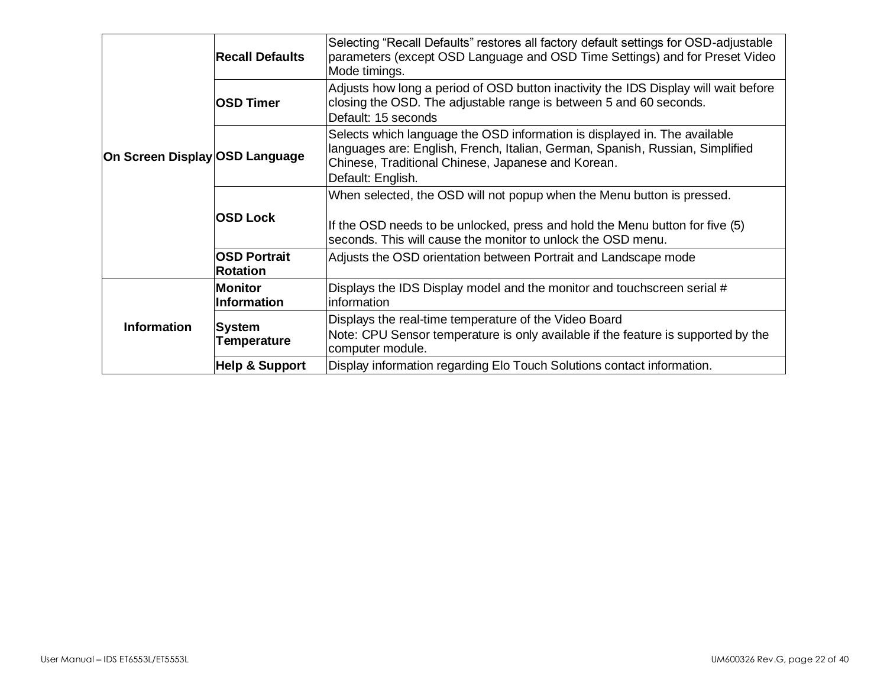| | | |
|---|---|---|
| On Screen Display | **Recall Defaults** | Selecting "Recall Defaults" restores all factory default settings for OSD-adjustable parameters (except OSD Language and OSD Time Settings) and for Preset Video Mode timings. |
| | **OSD Timer** | Adjusts how long a period of OSD button inactivity the IDS Display will wait before closing the OSD. The adjustable range is between 5 and 60 seconds.<br>Default: 15 seconds |
| | **OSD Language** | Selects which language the OSD information is displayed in. The available languages are: English, French, Italian, German, Spanish, Russian, Simplified Chinese, Traditional Chinese, Japanese and Korean.<br>Default: English. |
| | **OSD Lock** | When selected, the OSD will not popup when the Menu button is pressed.<br><br>If the OSD needs to be unlocked, press and hold the Menu button for five (5) seconds. This will cause the monitor to unlock the OSD menu. |
| | **OSD Portrait Rotation** | Adjusts the OSD orientation between Portrait and Landscape mode |
| Information | **Monitor Information** | Displays the IDS Display model and the monitor and touchscreen serial # information |
| | **System Temperature** | Displays the real-time temperature of the Video Board<br>Note: CPU Sensor temperature is only available if the feature is supported by the computer module. |
| | **Help & Support** | Display information regarding Elo Touch Solutions contact information. |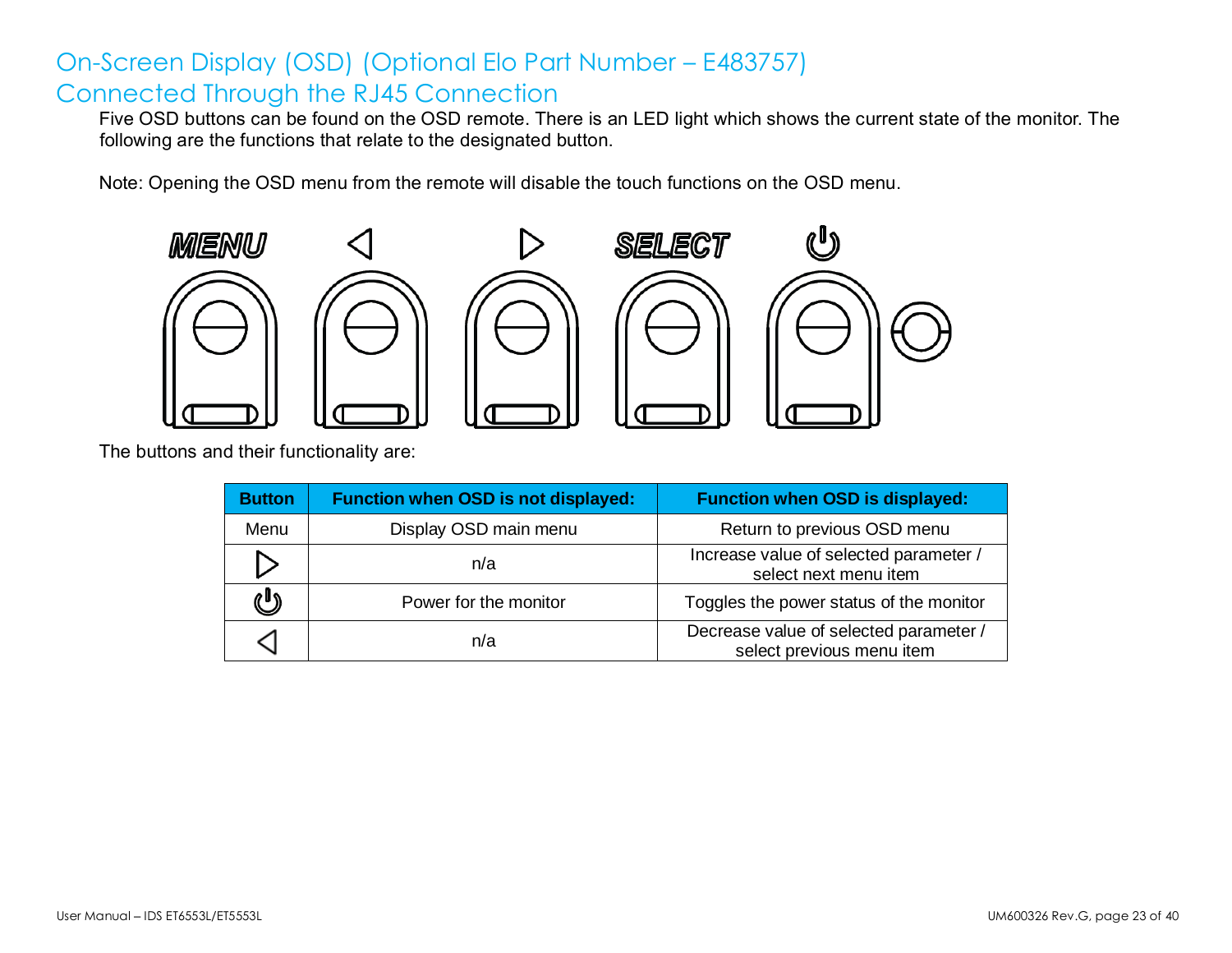# On-Screen Display (OSD) (Optional Elo Part Number – E483757) Connected Through the RJ45 Connection

Five OSD buttons can be found on the OSD remote. There is an LED light which shows the current state of the monitor. The following are the functions that relate to the designated button.

Note: Opening the OSD menu from the remote will disable the touch functions on the OSD menu.

MENU ◁ ▷ SELECT ⏻

The buttons and their functionality are:

| Button | Function when OSD is not displayed: | Function when OSD is displayed: |
|---|---|---|
| Menu | Display OSD main menu | Return to previous OSD menu |
| ▷ | n/a | Increase value of selected parameter / select next menu item |
| ⏻ | Power for the monitor | Toggles the power status of the monitor |
| ◁ | n/a | Decrease value of selected parameter / select previous menu item |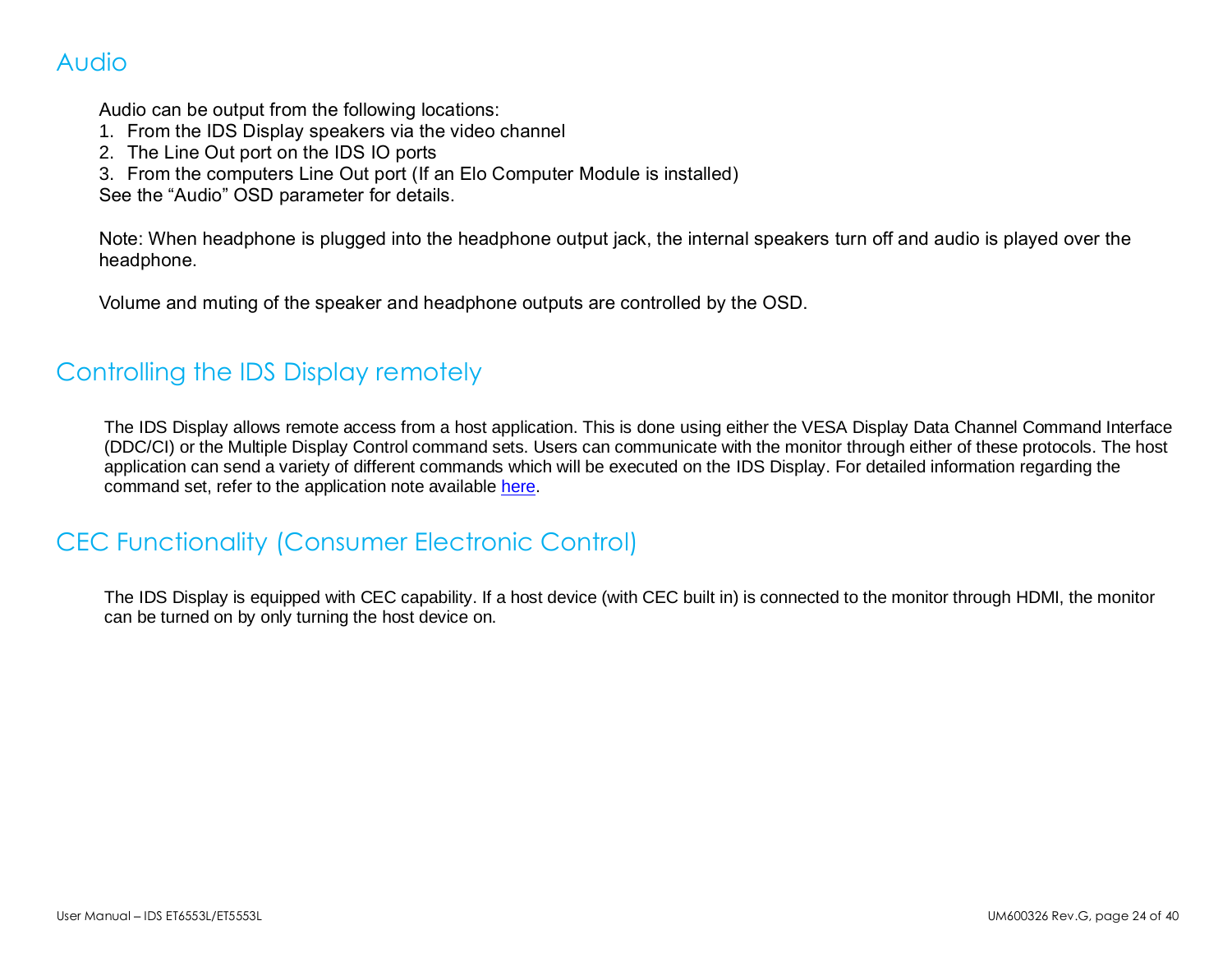## Audio

Audio can be output from the following locations:

1. From the IDS Display speakers via the video channel
2. The Line Out port on the IDS IO ports
3. From the computers Line Out port (If an Elo Computer Module is installed)

See the “Audio” OSD parameter for details.

Note: When headphone is plugged into the headphone output jack, the internal speakers turn off and audio is played over the headphone.

Volume and muting of the speaker and headphone outputs are controlled by the OSD.

## Controlling the IDS Display remotely

The IDS Display allows remote access from a host application. This is done using either the VESA Display Data Channel Command Interface (DDC/CI) or the Multiple Display Control command sets. Users can communicate with the monitor through either of these protocols. The host application can send a variety of different commands which will be executed on the IDS Display. For detailed information regarding the command set, refer to the application note available here.

## CEC Functionality (Consumer Electronic Control)

The IDS Display is equipped with CEC capability. If a host device (with CEC built in) is connected to the monitor through HDMI, the monitor can be turned on by only turning the host device on.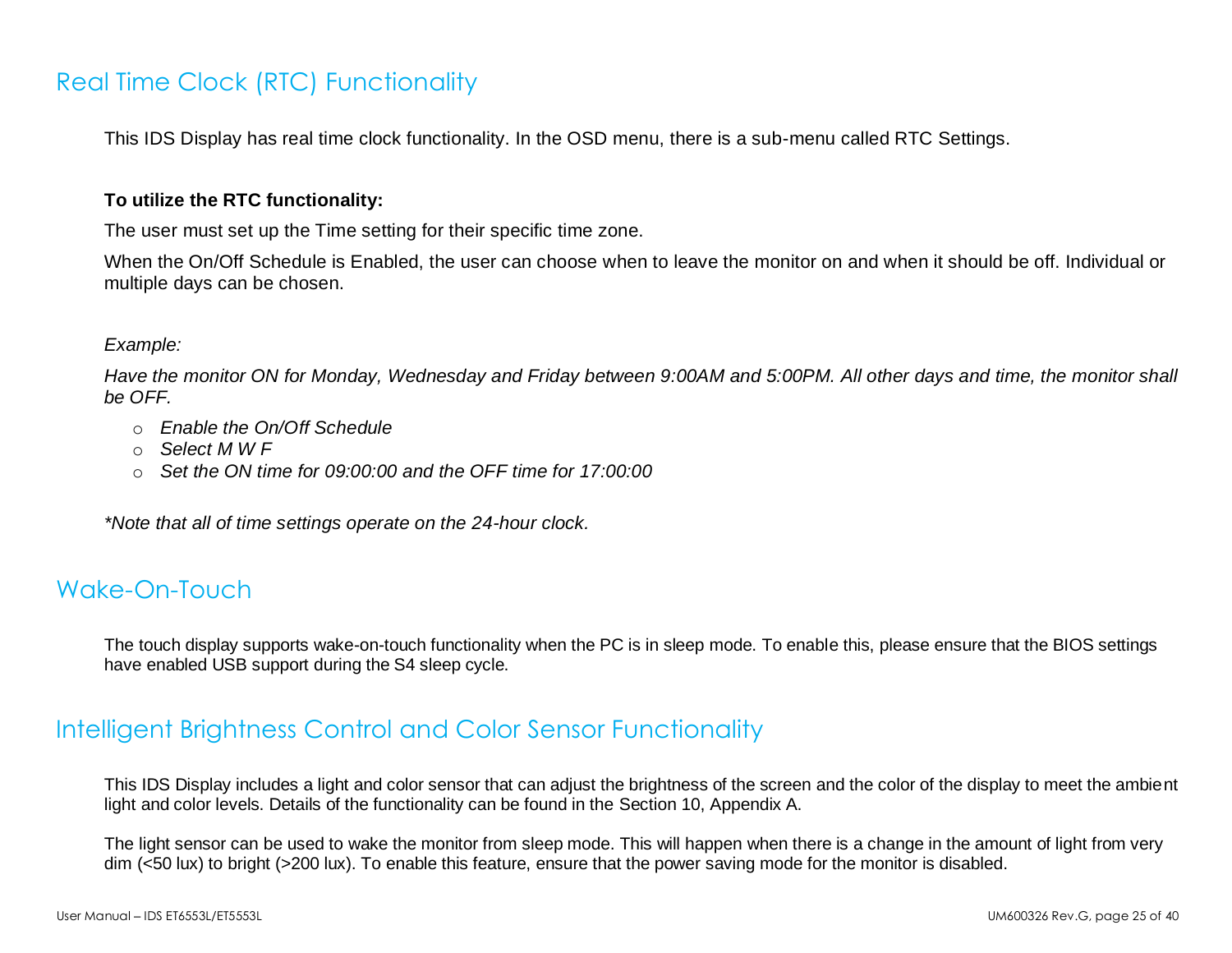## Real Time Clock (RTC) Functionality

This IDS Display has real time clock functionality. In the OSD menu, there is a sub-menu called RTC Settings.

**To utilize the RTC functionality:**

The user must set up the Time setting for their specific time zone.

When the On/Off Schedule is Enabled, the user can choose when to leave the monitor on and when it should be off. Individual or multiple days can be chosen.

*Example:*

*Have the monitor ON for Monday, Wednesday and Friday between 9:00AM and 5:00PM. All other days and time, the monitor shall be OFF.*

- *Enable the On/Off Schedule*
- *Select M W F*
- *Set the ON time for 09:00:00 and the OFF time for 17:00:00*

**Note that all of time settings operate on the 24-hour clock.*

## Wake-On-Touch

The touch display supports wake-on-touch functionality when the PC is in sleep mode. To enable this, please ensure that the BIOS settings have enabled USB support during the S4 sleep cycle.

## Intelligent Brightness Control and Color Sensor Functionality

This IDS Display includes a light and color sensor that can adjust the brightness of the screen and the color of the display to meet the ambient light and color levels. Details of the functionality can be found in the Section 10, Appendix A.

The light sensor can be used to wake the monitor from sleep mode. This will happen when there is a change in the amount of light from very dim (<50 lux) to bright (>200 lux). To enable this feature, ensure that the power saving mode for the monitor is disabled.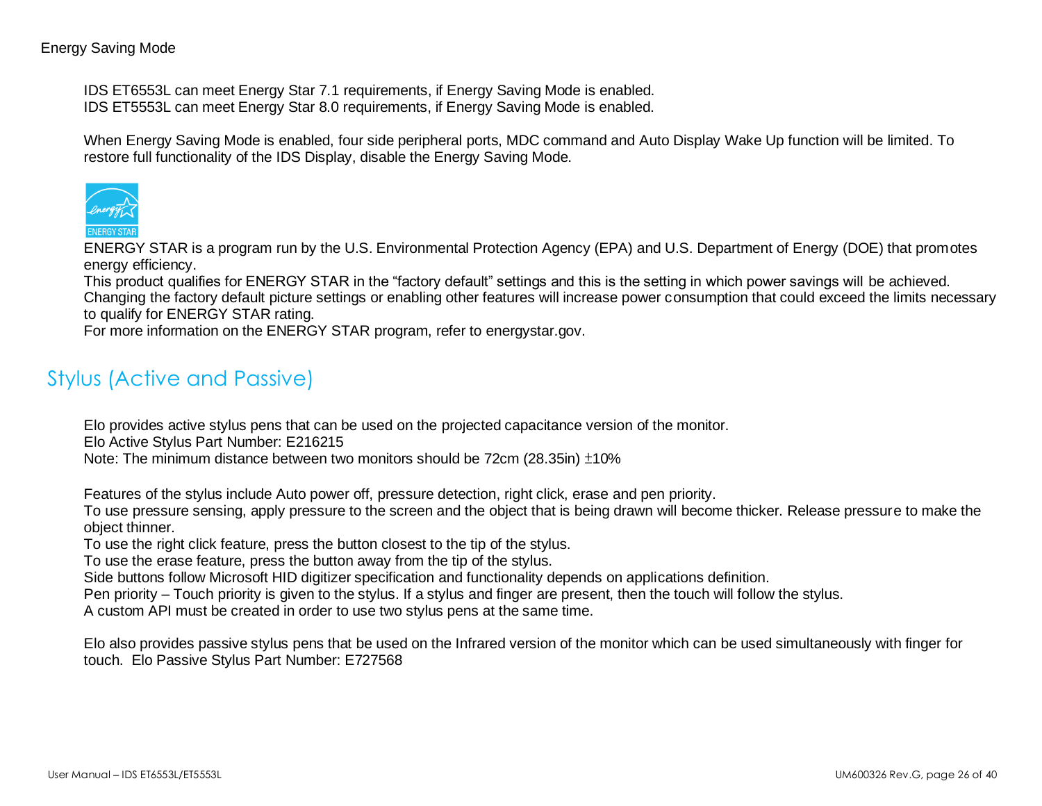Energy Saving Mode

IDS ET6553L can meet Energy Star 7.1 requirements, if Energy Saving Mode is enabled.
IDS ET5553L can meet Energy Star 8.0 requirements, if Energy Saving Mode is enabled.

When Energy Saving Mode is enabled, four side peripheral ports, MDC command and Auto Display Wake Up function will be limited. To restore full functionality of the IDS Display, disable the Energy Saving Mode.

ENERGY STAR is a program run by the U.S. Environmental Protection Agency (EPA) and U.S. Department of Energy (DOE) that promotes energy efficiency.
This product qualifies for ENERGY STAR in the "factory default" settings and this is the setting in which power savings will be achieved.
Changing the factory default picture settings or enabling other features will increase power consumption that could exceed the limits necessary to qualify for ENERGY STAR rating.
For more information on the ENERGY STAR program, refer to energystar.gov.

## Stylus (Active and Passive)

Elo provides active stylus pens that can be used on the projected capacitance version of the monitor.
Elo Active Stylus Part Number: E216215
Note: The minimum distance between two monitors should be 72cm (28.35in) ±10%

Features of the stylus include Auto power off, pressure detection, right click, erase and pen priority.
To use pressure sensing, apply pressure to the screen and the object that is being drawn will become thicker. Release pressure to make the object thinner.
To use the right click feature, press the button closest to the tip of the stylus.
To use the erase feature, press the button away from the tip of the stylus.
Side buttons follow Microsoft HID digitizer specification and functionality depends on applications definition.
Pen priority – Touch priority is given to the stylus. If a stylus and finger are present, then the touch will follow the stylus.
A custom API must be created in order to use two stylus pens at the same time.

Elo also provides passive stylus pens that be used on the Infrared version of the monitor which can be used simultaneously with finger for touch. Elo Passive Stylus Part Number: E727568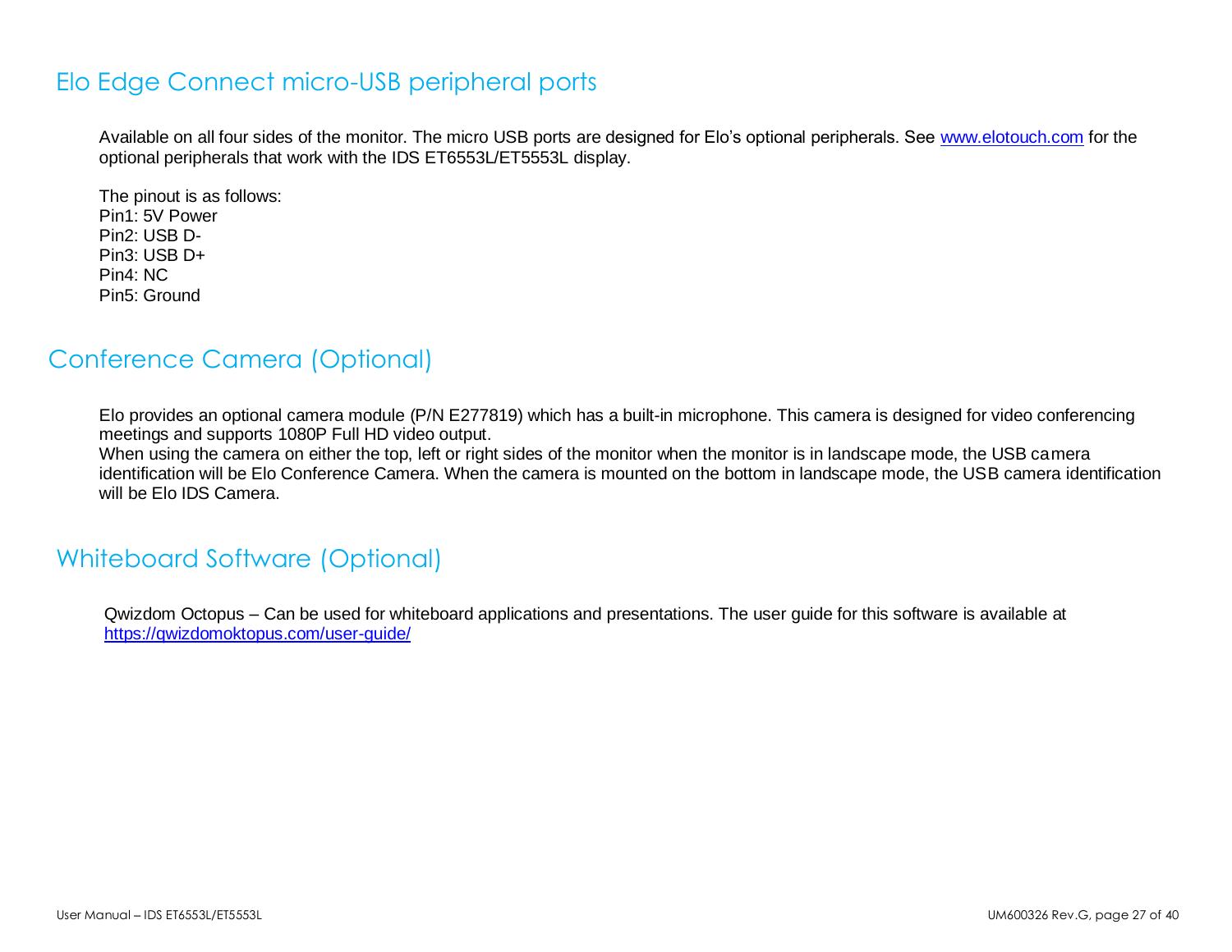## Elo Edge Connect micro-USB peripheral ports

Available on all four sides of the monitor. The micro USB ports are designed for Elo's optional peripherals. See www.elotouch.com for the optional peripherals that work with the IDS ET6553L/ET5553L display.

The pinout is as follows:
Pin1: 5V Power
Pin2: USB D-
Pin3: USB D+
Pin4: NC
Pin5: Ground

## Conference Camera (Optional)

Elo provides an optional camera module (P/N E277819) which has a built-in microphone. This camera is designed for video conferencing meetings and supports 1080P Full HD video output.
When using the camera on either the top, left or right sides of the monitor when the monitor is in landscape mode, the USB camera identification will be Elo Conference Camera. When the camera is mounted on the bottom in landscape mode, the USB camera identification will be Elo IDS Camera.

## Whiteboard Software (Optional)

Qwizdom Octopus – Can be used for whiteboard applications and presentations. The user guide for this software is available at https://qwizdomoktopus.com/user-guide/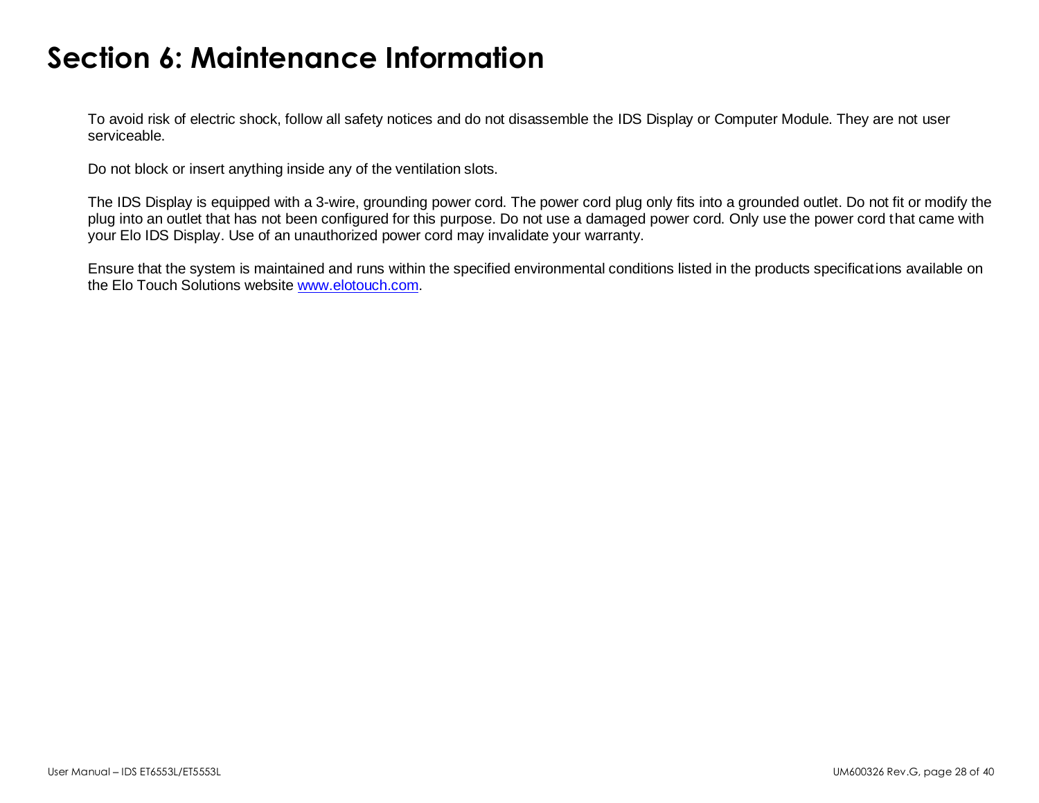# Section 6: Maintenance Information

To avoid risk of electric shock, follow all safety notices and do not disassemble the IDS Display or Computer Module. They are not user serviceable.

Do not block or insert anything inside any of the ventilation slots.

The IDS Display is equipped with a 3-wire, grounding power cord. The power cord plug only fits into a grounded outlet. Do not fit or modify the plug into an outlet that has not been configured for this purpose. Do not use a damaged power cord. Only use the power cord that came with your Elo IDS Display. Use of an unauthorized power cord may invalidate your warranty.

Ensure that the system is maintained and runs within the specified environmental conditions listed in the products specifications available on the Elo Touch Solutions website [www.elotouch.com](http://www.elotouch.com).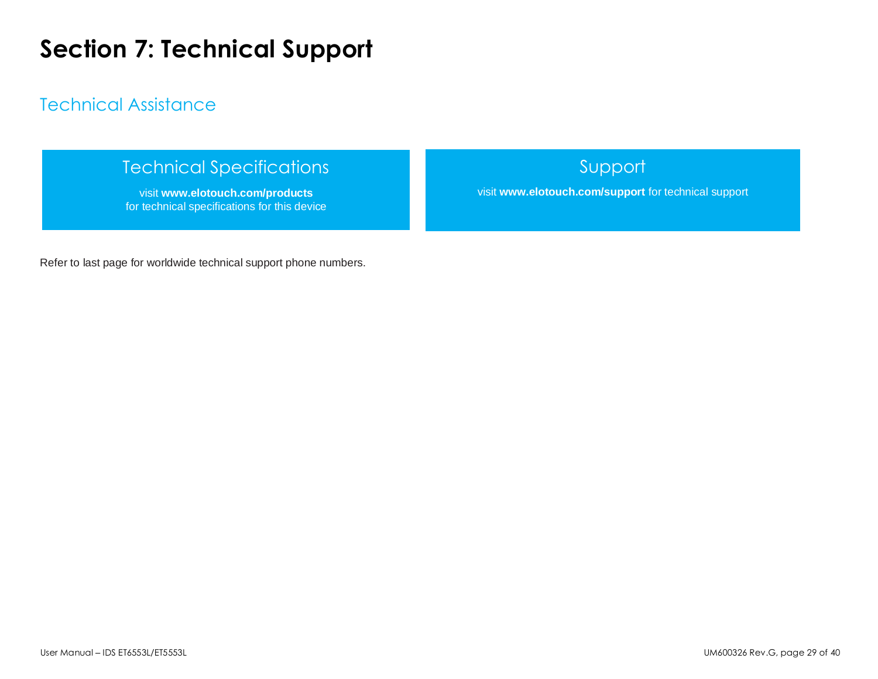# Section 7: Technical Support

## Technical Assistance

### Technical Specifications

visit **www.elotouch.com/products**
for technical specifications for this device

### Support

visit **www.elotouch.com/support** for technical support

Refer to last page for worldwide technical support phone numbers.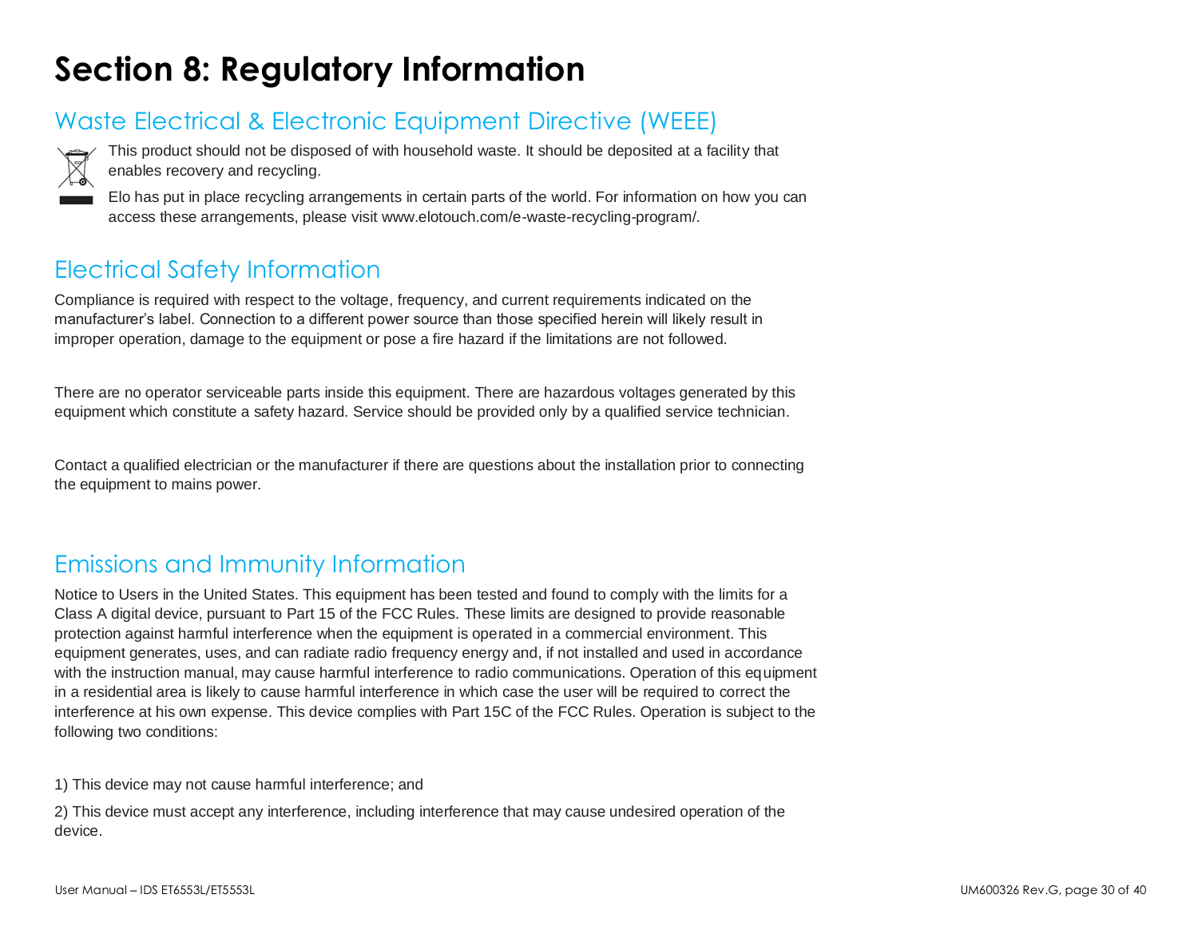# Section 8: Regulatory Information

## Waste Electrical & Electronic Equipment Directive (WEEE)

This product should not be disposed of with household waste. It should be deposited at a facility that enables recovery and recycling.

Elo has put in place recycling arrangements in certain parts of the world. For information on how you can access these arrangements, please visit www.elotouch.com/e-waste-recycling-program/.

## Electrical Safety Information

Compliance is required with respect to the voltage, frequency, and current requirements indicated on the manufacturer's label. Connection to a different power source than those specified herein will likely result in improper operation, damage to the equipment or pose a fire hazard if the limitations are not followed.

There are no operator serviceable parts inside this equipment. There are hazardous voltages generated by this equipment which constitute a safety hazard. Service should be provided only by a qualified service technician.

Contact a qualified electrician or the manufacturer if there are questions about the installation prior to connecting the equipment to mains power.

## Emissions and Immunity Information

Notice to Users in the United States. This equipment has been tested and found to comply with the limits for a Class A digital device, pursuant to Part 15 of the FCC Rules. These limits are designed to provide reasonable protection against harmful interference when the equipment is operated in a commercial environment. This equipment generates, uses, and can radiate radio frequency energy and, if not installed and used in accordance with the instruction manual, may cause harmful interference to radio communications. Operation of this equipment in a residential area is likely to cause harmful interference in which case the user will be required to correct the interference at his own expense. This device complies with Part 15C of the FCC Rules. Operation is subject to the following two conditions:

1) This device may not cause harmful interference; and

2) This device must accept any interference, including interference that may cause undesired operation of the device.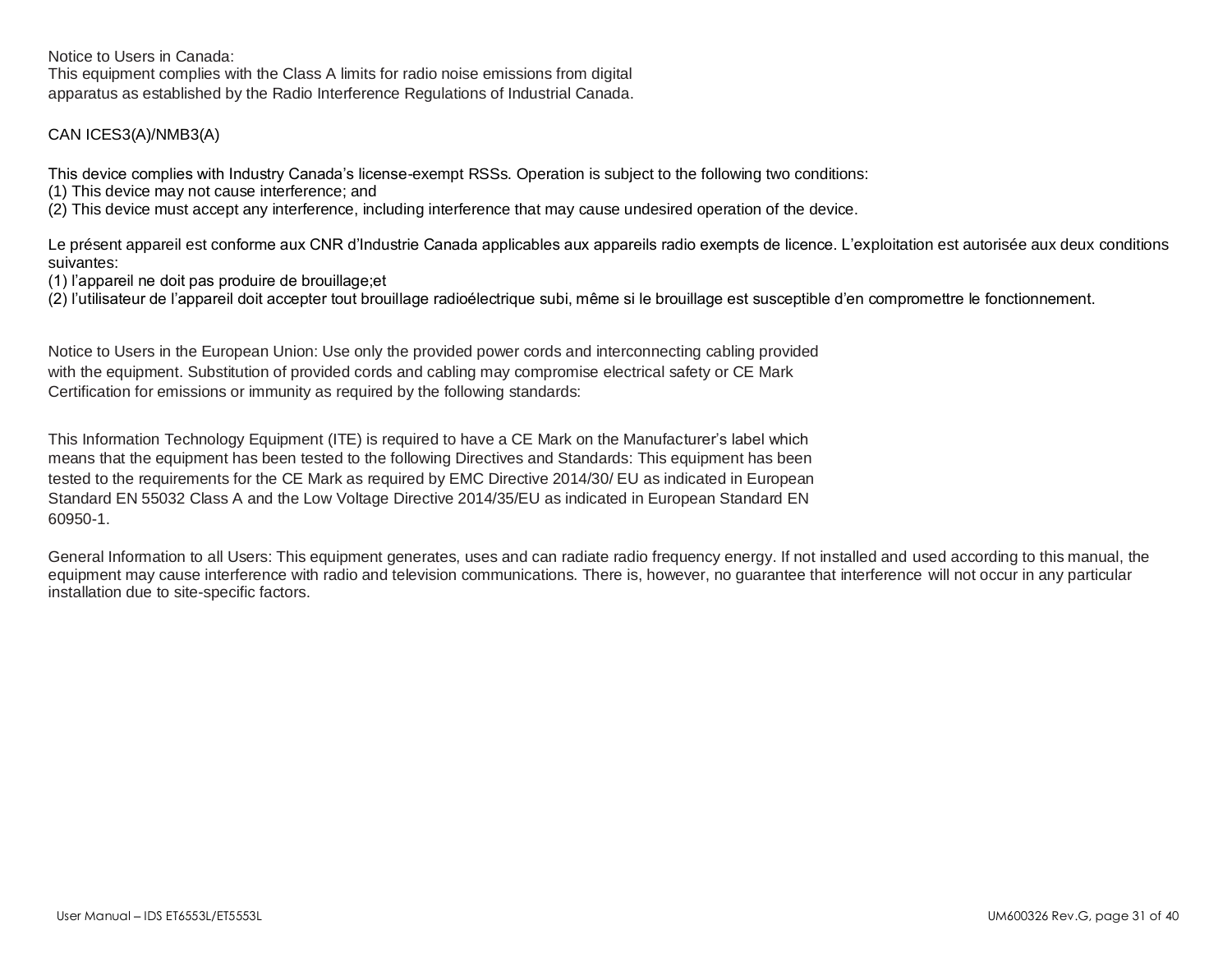Notice to Users in Canada:
This equipment complies with the Class A limits for radio noise emissions from digital apparatus as established by the Radio Interference Regulations of Industrial Canada.

CAN ICES3(A)/NMB3(A)

This device complies with Industry Canada's license-exempt RSSs. Operation is subject to the following two conditions:
(1) This device may not cause interference; and
(2) This device must accept any interference, including interference that may cause undesired operation of the device.

Le présent appareil est conforme aux CNR d'Industrie Canada applicables aux appareils radio exempts de licence. L'exploitation est autorisée aux deux conditions suivantes:
(1) l'appareil ne doit pas produire de brouillage;et
(2) l'utilisateur de l'appareil doit accepter tout brouillage radioélectrique subi, même si le brouillage est susceptible d'en compromettre le fonctionnement.

Notice to Users in the European Union: Use only the provided power cords and interconnecting cabling provided with the equipment. Substitution of provided cords and cabling may compromise electrical safety or CE Mark Certification for emissions or immunity as required by the following standards:

This Information Technology Equipment (ITE) is required to have a CE Mark on the Manufacturer's label which means that the equipment has been tested to the following Directives and Standards: This equipment has been tested to the requirements for the CE Mark as required by EMC Directive 2014/30/ EU as indicated in European Standard EN 55032 Class A and the Low Voltage Directive 2014/35/EU as indicated in European Standard EN 60950-1.

General Information to all Users: This equipment generates, uses and can radiate radio frequency energy. If not installed and used according to this manual, the equipment may cause interference with radio and television communications. There is, however, no guarantee that interference will not occur in any particular installation due to site-specific factors.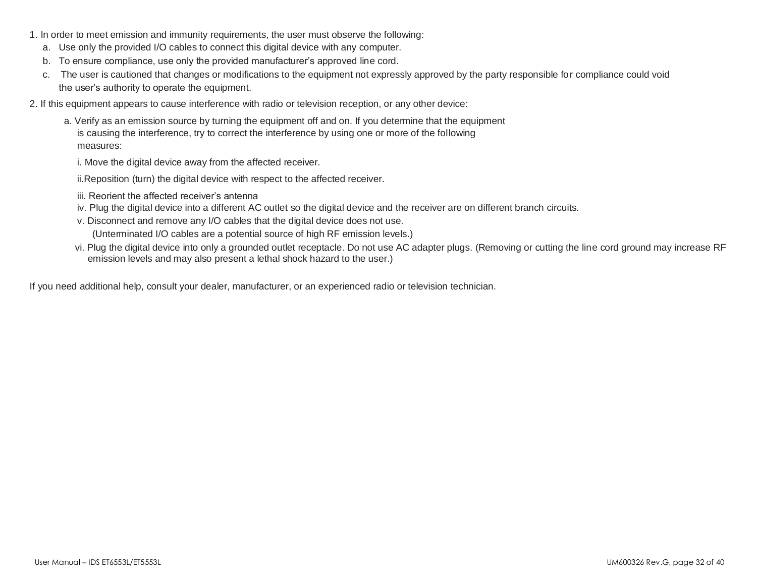1. In order to meet emission and immunity requirements, the user must observe the following:
   a. Use only the provided I/O cables to connect this digital device with any computer.
   b. To ensure compliance, use only the provided manufacturer's approved line cord.
   c. The user is cautioned that changes or modifications to the equipment not expressly approved by the party responsible for compliance could void the user's authority to operate the equipment.

2. If this equipment appears to cause interference with radio or television reception, or any other device:
   a. Verify as an emission source by turning the equipment off and on. If you determine that the equipment is causing the interference, try to correct the interference by using one or more of the following measures:
      i. Move the digital device away from the affected receiver.
      ii. Reposition (turn) the digital device with respect to the affected receiver.
      iii. Reorient the affected receiver's antenna
      iv. Plug the digital device into a different AC outlet so the digital device and the receiver are on different branch circuits.
      v. Disconnect and remove any I/O cables that the digital device does not use. (Unterminated I/O cables are a potential source of high RF emission levels.)
      vi. Plug the digital device into only a grounded outlet receptacle. Do not use AC adapter plugs. (Removing or cutting the line cord ground may increase RF emission levels and may also present a lethal shock hazard to the user.)

If you need additional help, consult your dealer, manufacturer, or an experienced radio or television technician.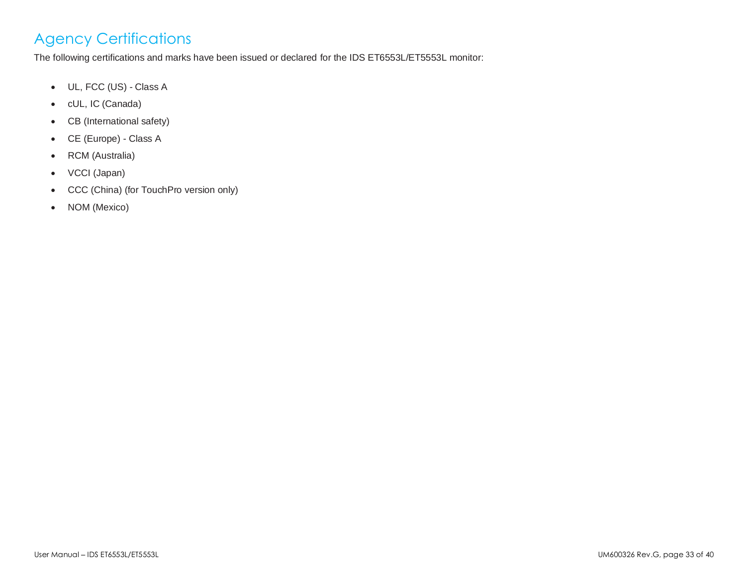# Agency Certifications

The following certifications and marks have been issued or declared for the IDS ET6553L/ET5553L monitor:

- UL, FCC (US) - Class A
- cUL, IC (Canada)
- CB (International safety)
- CE (Europe) - Class A
- RCM (Australia)
- VCCI (Japan)
- CCC (China) (for TouchPro version only)
- NOM (Mexico)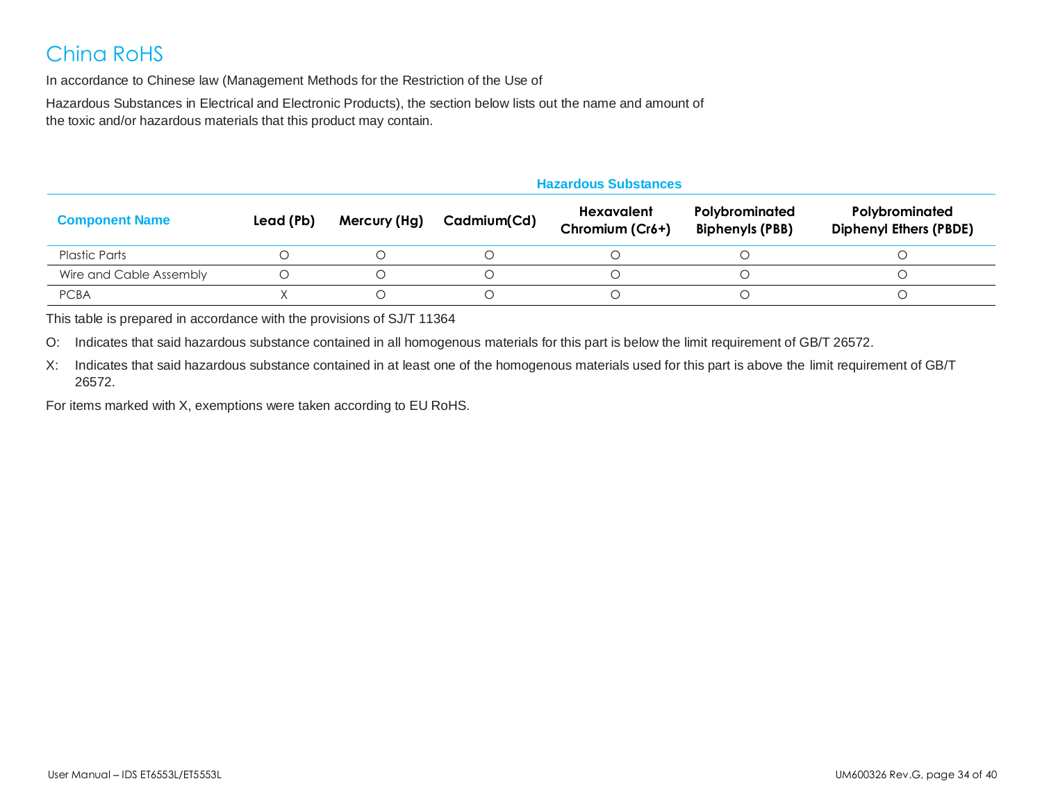# China RoHS

In accordance to Chinese law (Management Methods for the Restriction of the Use of

Hazardous Substances in Electrical and Electronic Products), the section below lists out the name and amount of the toxic and/or hazardous materials that this product may contain.

| Component Name | Hazardous Substances | | | | | |
|---|---|---|---|---|---|---|
| | Lead (Pb) | Mercury (Hg) | Cadmium(Cd) | Hexavalent Chromium (Cr6+) | Polybrominated Biphenyls (PBB) | Polybrominated Diphenyl Ethers (PBDE) |
| Plastic Parts | O | O | O | O | O | O |
| Wire and Cable Assembly | O | O | O | O | O | O |
| PCBA | X | O | O | O | O | O |

This table is prepared in accordance with the provisions of SJ/T 11364

O: Indicates that said hazardous substance contained in all homogenous materials for this part is below the limit requirement of GB/T 26572.

X: Indicates that said hazardous substance contained in at least one of the homogenous materials used for this part is above the limit requirement of GB/T 26572.

For items marked with X, exemptions were taken according to EU RoHS.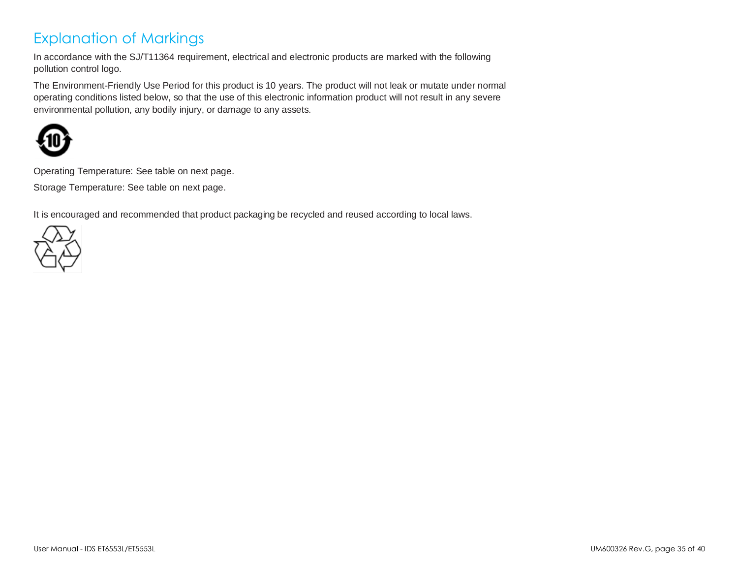# Explanation of Markings

In accordance with the SJ/T11364 requirement, electrical and electronic products are marked with the following pollution control logo.

The Environment-Friendly Use Period for this product is 10 years. The product will not leak or mutate under normal operating conditions listed below, so that the use of this electronic information product will not result in any severe environmental pollution, any bodily injury, or damage to any assets.

Operating Temperature: See table on next page.

Storage Temperature: See table on next page.

It is encouraged and recommended that product packaging be recycled and reused according to local laws.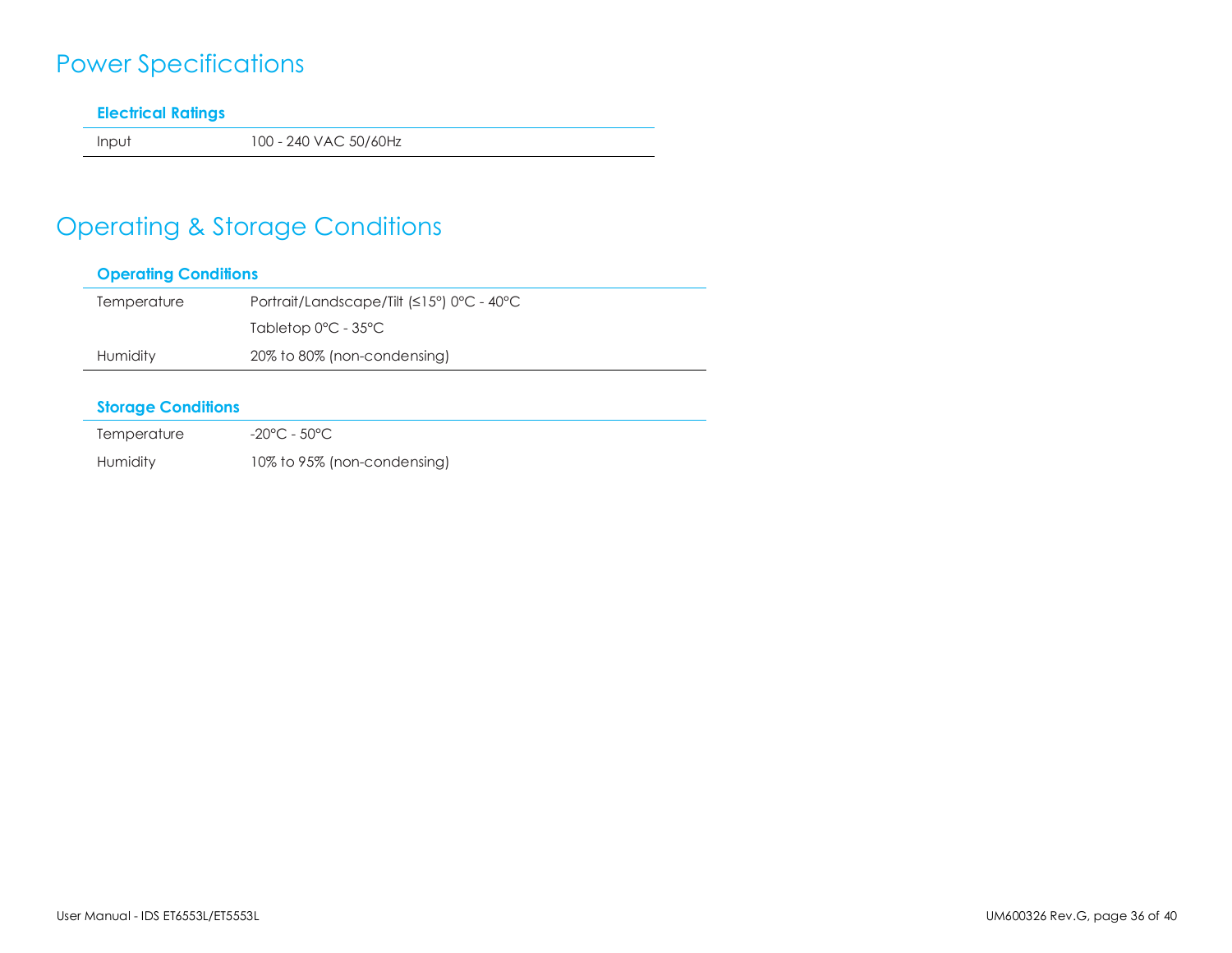# Power Specifications

| Electrical Ratings | |
|---|---|
| Input | 100 - 240 VAC 50/60Hz |

# Operating & Storage Conditions

| Operating Conditions | |
|---|---|
| Temperature | Portrait/Landscape/Tilt (≤15°) 0°C - 40°C |
| | Tabletop 0°C - 35°C |
| Humidity | 20% to 80% (non-condensing) |

| Storage Conditions | |
|---|---|
| Temperature | -20°C - 50°C |
| Humidity | 10% to 95% (non-condensing) |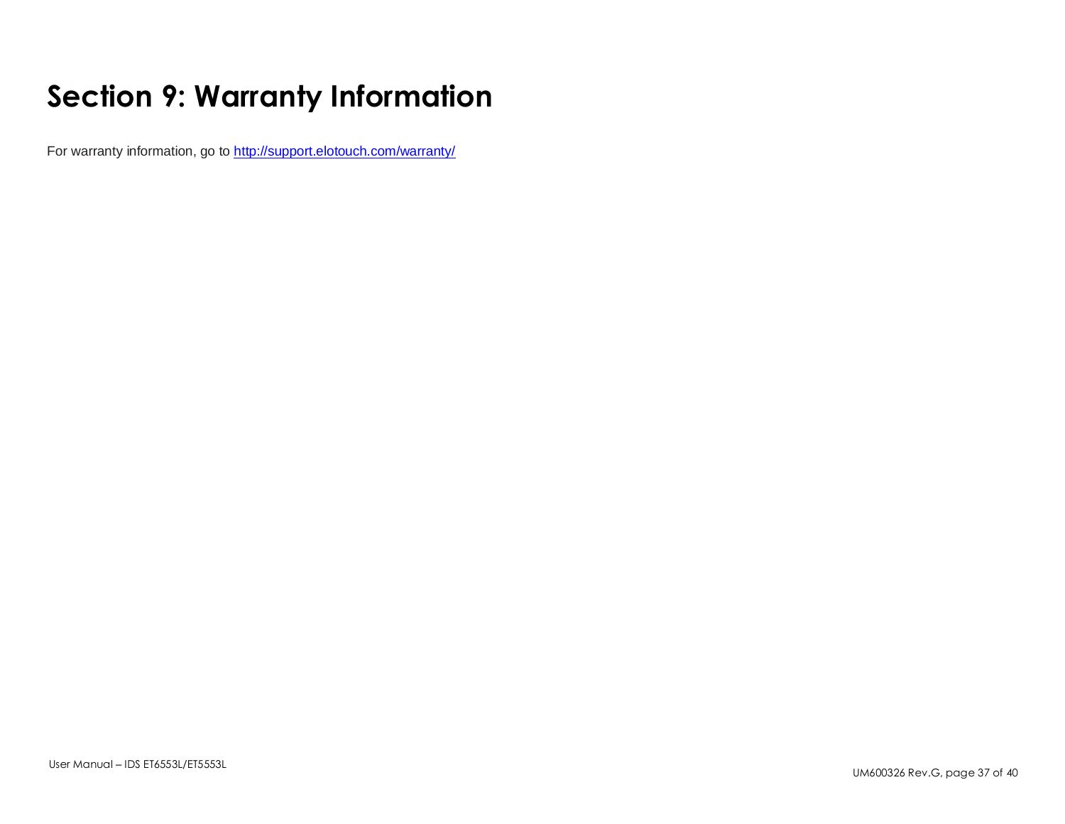# Section 9: Warranty Information

For warranty information, go to http://support.elotouch.com/warranty/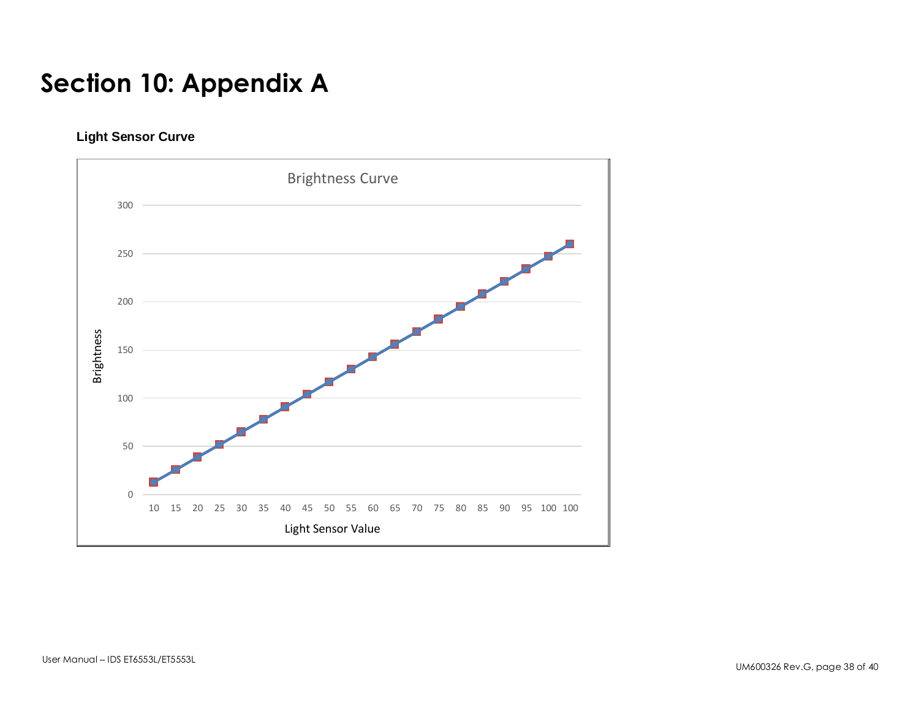# Section 10: Appendix A

**Light Sensor Curve**

Brightness Curve

| Light Sensor Value | 10 | 15 | 20 | 25 | 30 | 35 | 40 | 45 | 50 | 55 | 60 | 65 | 70 | 75 | 80 | 85 | 90 | 95 | 100 | 100 |
|---|---|---|---|---|---|---|---|---|---|---|---|---|---|---|---|---|---|---|---|---|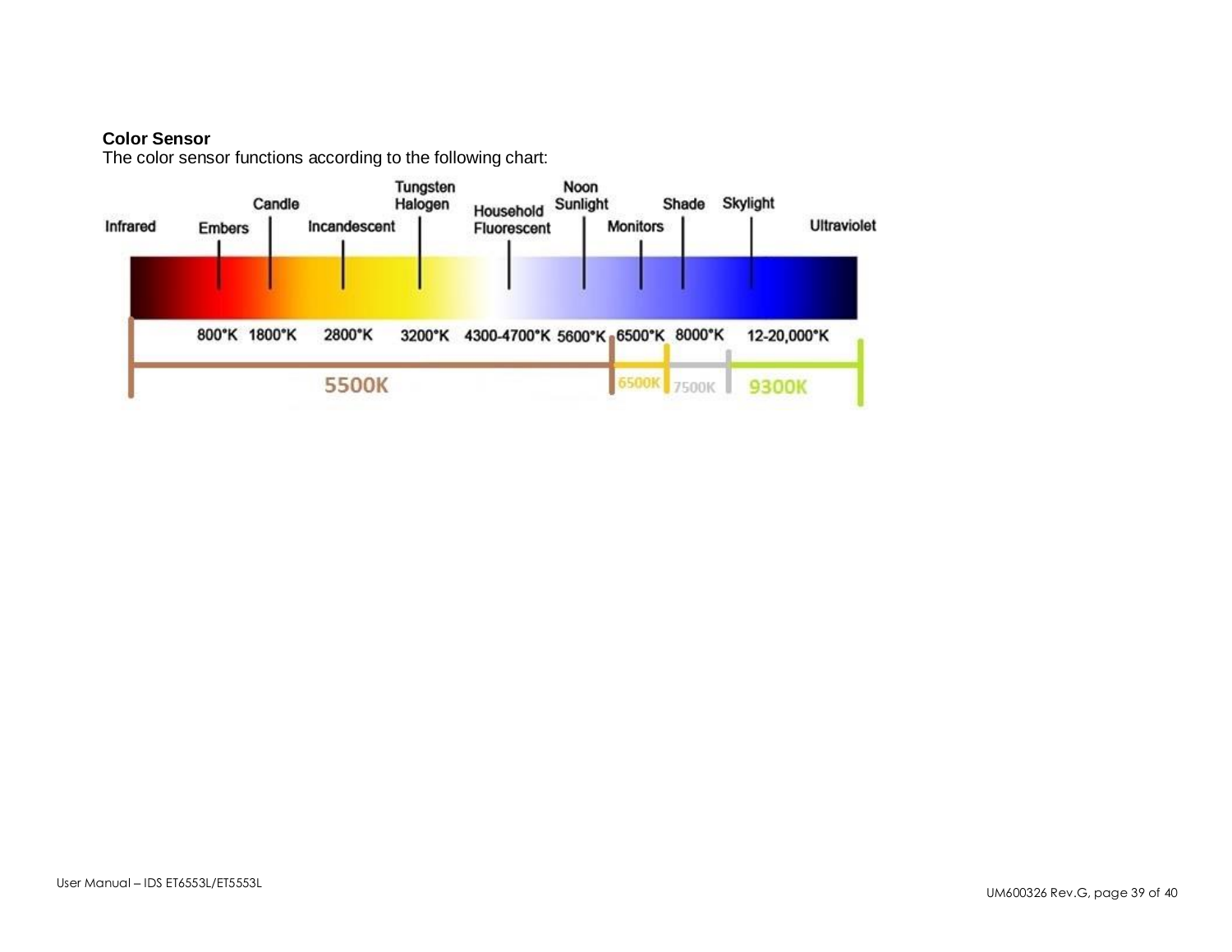**Color Sensor**

The color sensor functions according to the following chart:

Infrared | Embers | Candle | Incandescent | Tungsten Halogen | Household Fluorescent | Noon Sunlight | Monitors | Shade | Skylight | Ultraviolet

800°K | 1800°K | 2800°K | 3200°K | 4300-4700°K | 5600°K | 6500°K | 8000°K | 12-20,000°K

5500K | 6500K | 7500K | 9300K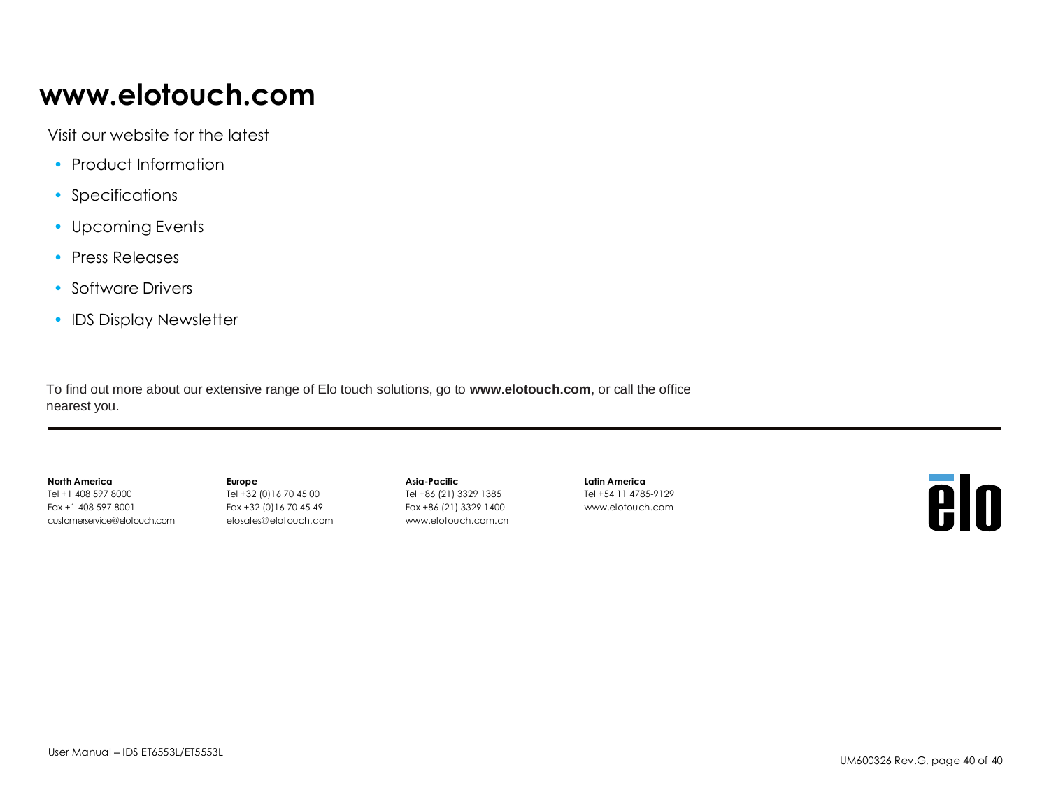# www.elotouch.com

Visit our website for the latest

- Product Information
- Specifications
- Upcoming Events
- Press Releases
- Software Drivers
- IDS Display Newsletter

To find out more about our extensive range of Elo touch solutions, go to **www.elotouch.com**, or call the office nearest you.

---

**North America**
Tel +1 408 597 8000
Fax +1 408 597 8001
customerservice@elotouch.com

**Europe**
Tel +32 (0)16 70 45 00
Fax +32 (0)16 70 45 49
elosales@elotouch.com

**Asia-Pacific**
Tel +86 (21) 3329 1385
Fax +86 (21) 3329 1400
www.elotouch.com.cn

**Latin America**
Tel +54 11 4785-9129
www.elotouch.com